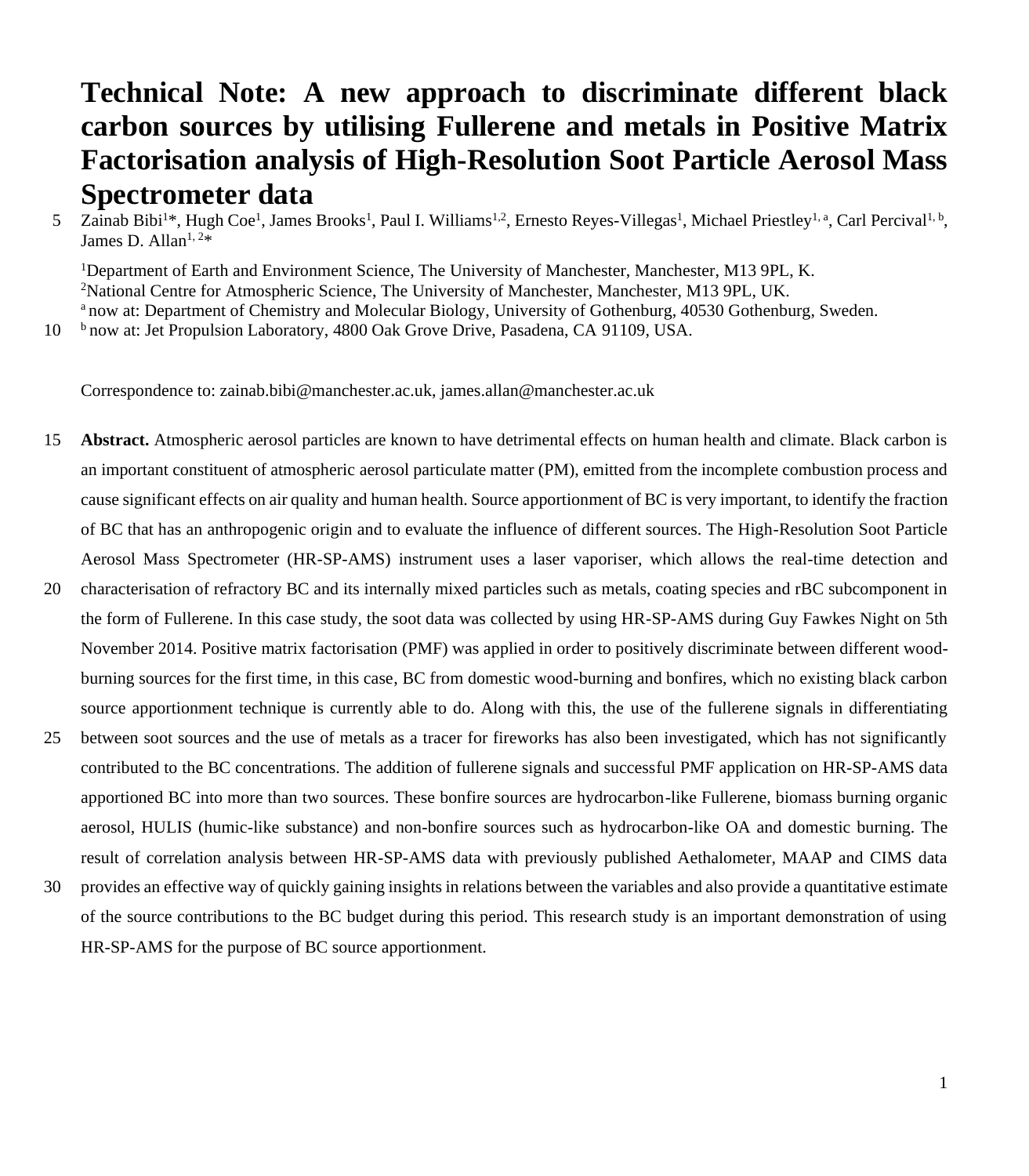# Technical Note: A new approach to discriminate different black carbon sources by utilising Fullerene and metals in Positive Matrix Factorisation analysis of High-Resolution Soot Particle Aerosol Mass Spectrometer data

Zainab Bibi[1]*, Hugh Coe[1], James Brooks[1], Paul I. Williams[1,2], Ernesto Reyes-Villegas[1], Michael Priestley[1, a], Carl Percival[1, b], James D. Allan[1, 2]*

[1]Department of Earth and Environment Science, The University of Manchester, Manchester, M13 9PL, K.
[2]National Centre for Atmospheric Science, The University of Manchester, Manchester, M13 9PL, UK.
[a] now at: Department of Chemistry and Molecular Biology, University of Gothenburg, 40530 Gothenburg, Sweden.
[b] now at: Jet Propulsion Laboratory, 4800 Oak Grove Drive, Pasadena, CA 91109, USA.

Correspondence to: zainab.bibi@manchester.ac.uk, james.allan@manchester.ac.uk

**Abstract.** Atmospheric aerosol particles are known to have detrimental effects on human health and climate. Black carbon is an important constituent of atmospheric aerosol particulate matter (PM), emitted from the incomplete combustion process and cause significant effects on air quality and human health. Source apportionment of BC is very important, to identify the fraction of BC that has an anthropogenic origin and to evaluate the influence of different sources. The High-Resolution Soot Particle Aerosol Mass Spectrometer (HR-SP-AMS) instrument uses a laser vaporiser, which allows the real-time detection and characterisation of refractory BC and its internally mixed particles such as metals, coating species and rBC subcomponent in the form of Fullerene. In this case study, the soot data was collected by using HR-SP-AMS during Guy Fawkes Night on 5th November 2014. Positive matrix factorisation (PMF) was applied in order to positively discriminate between different wood-burning sources for the first time, in this case, BC from domestic wood-burning and bonfires, which no existing black carbon source apportionment technique is currently able to do. Along with this, the use of the fullerene signals in differentiating between soot sources and the use of metals as a tracer for fireworks has also been investigated, which has not significantly contributed to the BC concentrations. The addition of fullerene signals and successful PMF application on HR-SP-AMS data apportioned BC into more than two sources. These bonfire sources are hydrocarbon-like Fullerene, biomass burning organic aerosol, HULIS (humic-like substance) and non-bonfire sources such as hydrocarbon-like OA and domestic burning. The result of correlation analysis between HR-SP-AMS data with previously published Aethalometer, MAAP and CIMS data provides an effective way of quickly gaining insights in relations between the variables and also provide a quantitative estimate of the source contributions to the BC budget during this period. This research study is an important demonstration of using HR-SP-AMS for the purpose of BC source apportionment.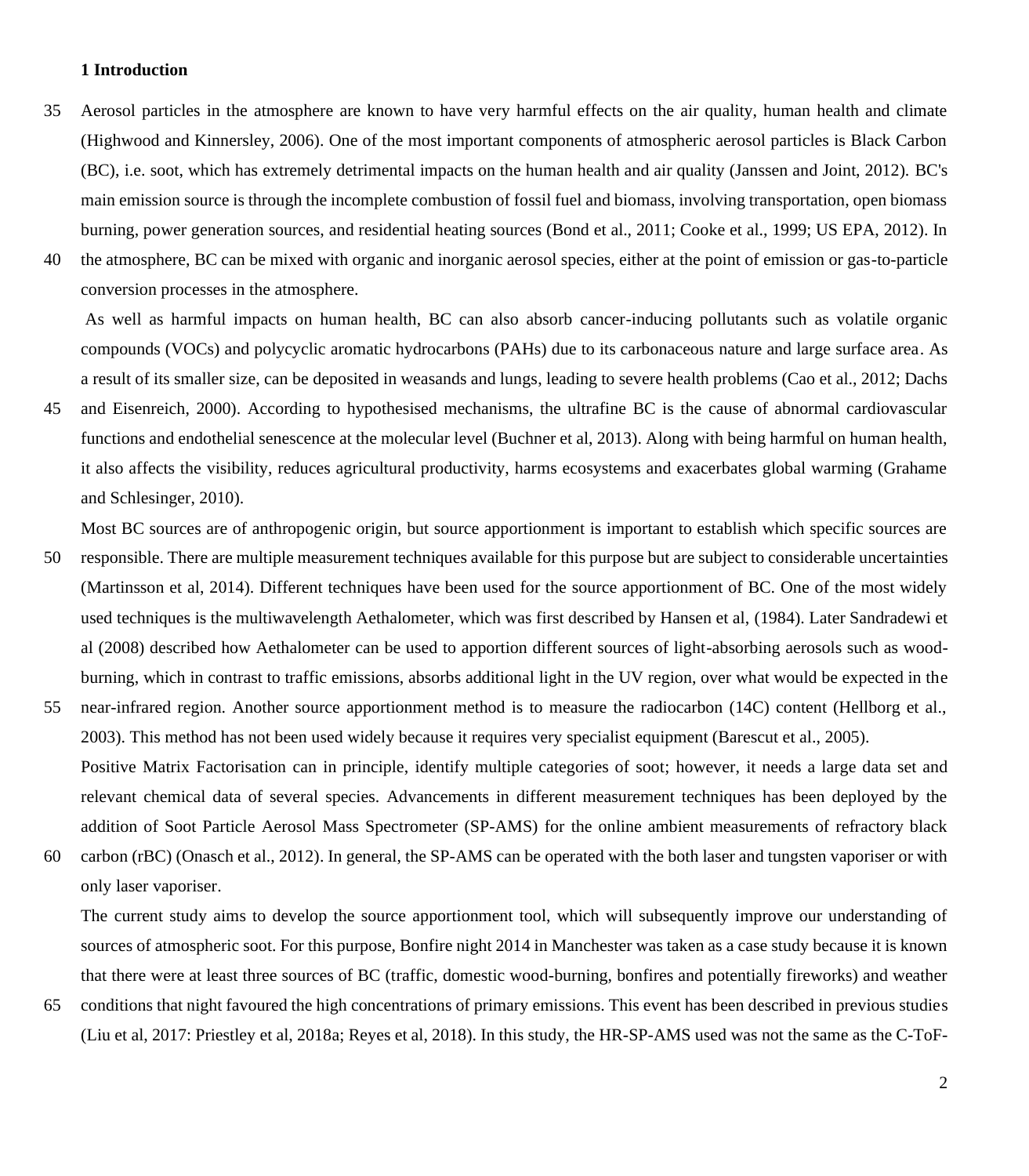## 1 Introduction

Aerosol particles in the atmosphere are known to have very harmful effects on the air quality, human health and climate (Highwood and Kinnersley, 2006). One of the most important components of atmospheric aerosol particles is Black Carbon (BC), i.e. soot, which has extremely detrimental impacts on the human health and air quality (Janssen and Joint, 2012). BC's main emission source is through the incomplete combustion of fossil fuel and biomass, involving transportation, open biomass burning, power generation sources, and residential heating sources (Bond et al., 2011; Cooke et al., 1999; US EPA, 2012). In the atmosphere, BC can be mixed with organic and inorganic aerosol species, either at the point of emission or gas-to-particle conversion processes in the atmosphere.

As well as harmful impacts on human health, BC can also absorb cancer-inducing pollutants such as volatile organic compounds (VOCs) and polycyclic aromatic hydrocarbons (PAHs) due to its carbonaceous nature and large surface area. As a result of its smaller size, can be deposited in weasands and lungs, leading to severe health problems (Cao et al., 2012; Dachs and Eisenreich, 2000). According to hypothesised mechanisms, the ultrafine BC is the cause of abnormal cardiovascular functions and endothelial senescence at the molecular level (Buchner et al, 2013). Along with being harmful on human health, it also affects the visibility, reduces agricultural productivity, harms ecosystems and exacerbates global warming (Grahame and Schlesinger, 2010).

Most BC sources are of anthropogenic origin, but source apportionment is important to establish which specific sources are responsible. There are multiple measurement techniques available for this purpose but are subject to considerable uncertainties (Martinsson et al, 2014). Different techniques have been used for the source apportionment of BC. One of the most widely used techniques is the multiwavelength Aethalometer, which was first described by Hansen et al, (1984). Later Sandradewi et al (2008) described how Aethalometer can be used to apportion different sources of light-absorbing aerosols such as wood-burning, which in contrast to traffic emissions, absorbs additional light in the UV region, over what would be expected in the near-infrared region. Another source apportionment method is to measure the radiocarbon (14C) content (Hellborg et al., 2003). This method has not been used widely because it requires very specialist equipment (Barescut et al., 2005).

Positive Matrix Factorisation can in principle, identify multiple categories of soot; however, it needs a large data set and relevant chemical data of several species. Advancements in different measurement techniques has been deployed by the addition of Soot Particle Aerosol Mass Spectrometer (SP-AMS) for the online ambient measurements of refractory black carbon (rBC) (Onasch et al., 2012). In general, the SP-AMS can be operated with the both laser and tungsten vaporiser or with only laser vaporiser.

The current study aims to develop the source apportionment tool, which will subsequently improve our understanding of sources of atmospheric soot. For this purpose, Bonfire night 2014 in Manchester was taken as a case study because it is known that there were at least three sources of BC (traffic, domestic wood-burning, bonfires and potentially fireworks) and weather conditions that night favoured the high concentrations of primary emissions. This event has been described in previous studies (Liu et al, 2017: Priestley et al, 2018a; Reyes et al, 2018). In this study, the HR-SP-AMS used was not the same as the C-ToF-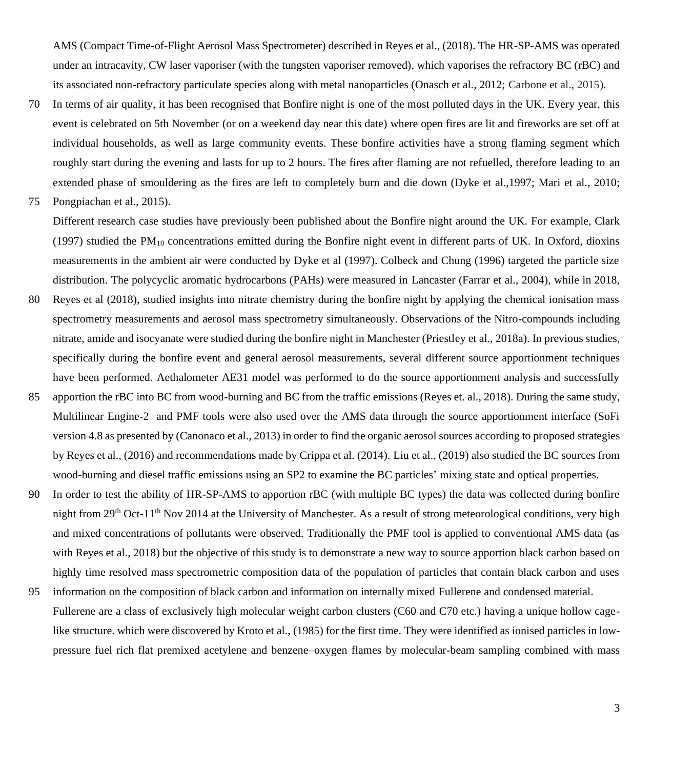AMS (Compact Time-of-Flight Aerosol Mass Spectrometer) described in Reyes et al., (2018). The HR-SP-AMS was operated under an intracavity, CW laser vaporiser (with the tungsten vaporiser removed), which vaporises the refractory BC (rBC) and its associated non-refractory particulate species along with metal nanoparticles (Onasch et al., 2012; Carbone et al., 2015).

In terms of air quality, it has been recognised that Bonfire night is one of the most polluted days in the UK. Every year, this event is celebrated on 5th November (or on a weekend day near this date) where open fires are lit and fireworks are set off at individual households, as well as large community events. These bonfire activities have a strong flaming segment which roughly start during the evening and lasts for up to 2 hours. The fires after flaming are not refuelled, therefore leading to an extended phase of smouldering as the fires are left to completely burn and die down (Dyke et al.,1997; Mari et al., 2010; Pongpiachan et al., 2015).

Different research case studies have previously been published about the Bonfire night around the UK. For example, Clark (1997) studied the $PM_{10}$ concentrations emitted during the Bonfire night event in different parts of UK. In Oxford, dioxins measurements in the ambient air were conducted by Dyke et al (1997). Colbeck and Chung (1996) targeted the particle size distribution. The polycyclic aromatic hydrocarbons (PAHs) were measured in Lancaster (Farrar et al., 2004), while in 2018, Reyes et al (2018), studied insights into nitrate chemistry during the bonfire night by applying the chemical ionisation mass spectrometry measurements and aerosol mass spectrometry simultaneously. Observations of the Nitro-compounds including nitrate, amide and isocyanate were studied during the bonfire night in Manchester (Priestley et al., 2018a). In previous studies, specifically during the bonfire event and general aerosol measurements, several different source apportionment techniques have been performed. Aethalometer AE31 model was performed to do the source apportionment analysis and successfully apportion the rBC into BC from wood-burning and BC from the traffic emissions (Reyes et. al., 2018). During the same study, Multilinear Engine-2 and PMF tools were also used over the AMS data through the source apportionment interface (SoFi version 4.8 as presented by (Canonaco et al., 2013) in order to find the organic aerosol sources according to proposed strategies by Reyes et al., (2016) and recommendations made by Crippa et al. (2014). Liu et al., (2019) also studied the BC sources from wood-burning and diesel traffic emissions using an SP2 to examine the BC particles' mixing state and optical properties.

In order to test the ability of HR-SP-AMS to apportion rBC (with multiple BC types) the data was collected during bonfire night from 29th Oct-11th Nov 2014 at the University of Manchester. As a result of strong meteorological conditions, very high and mixed concentrations of pollutants were observed. Traditionally the PMF tool is applied to conventional AMS data (as with Reyes et al., 2018) but the objective of this study is to demonstrate a new way to source apportion black carbon based on highly time resolved mass spectrometric composition data of the population of particles that contain black carbon and uses information on the composition of black carbon and information on internally mixed Fullerene and condensed material.

Fullerene are a class of exclusively high molecular weight carbon clusters (C60 and C70 etc.) having a unique hollow cage-like structure. which were discovered by Kroto et al., (1985) for the first time. They were identified as ionised particles in low-pressure fuel rich flat premixed acetylene and benzene–oxygen flames by molecular-beam sampling combined with mass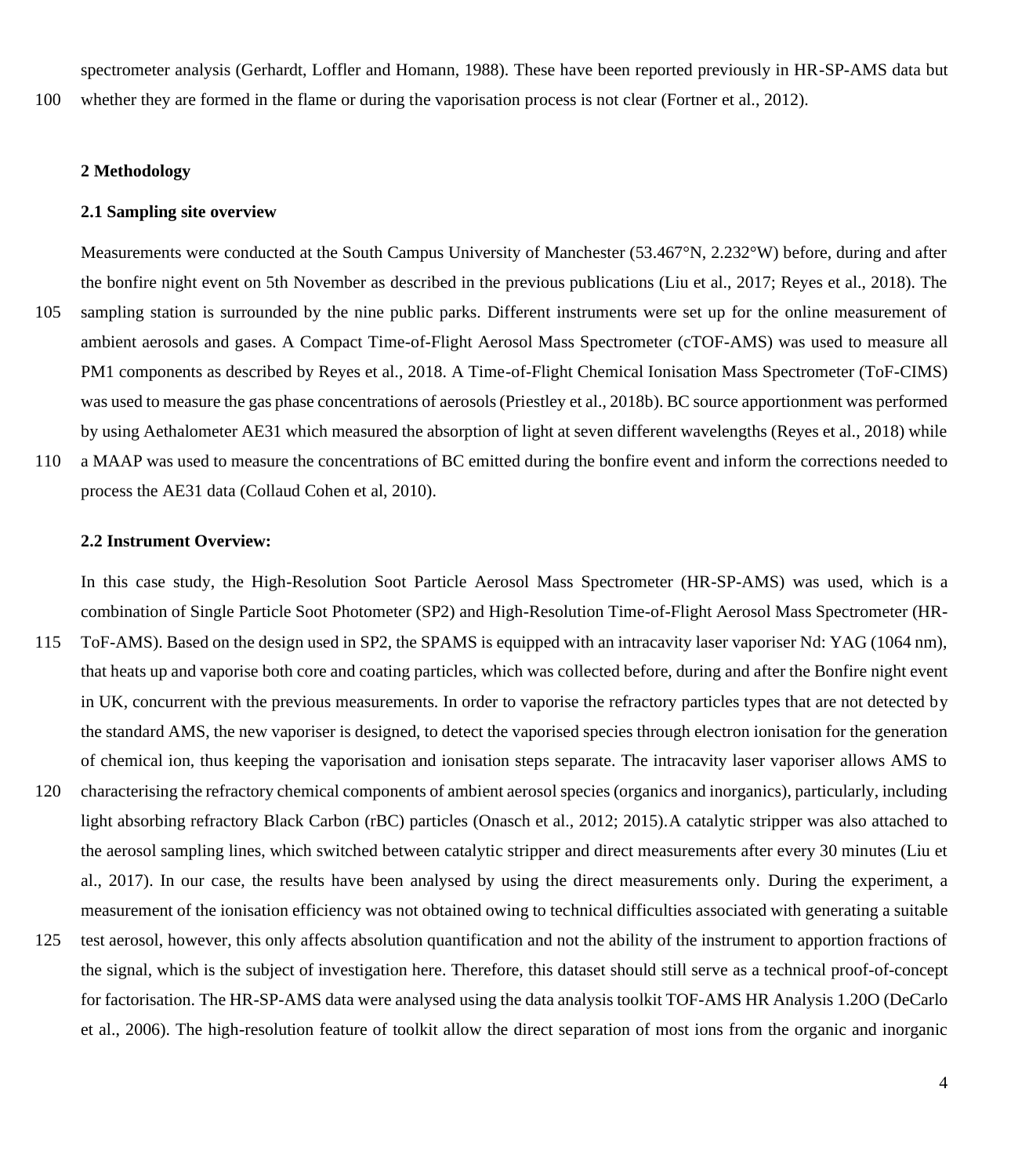spectrometer analysis (Gerhardt, Loffler and Homann, 1988). These have been reported previously in HR-SP-AMS data but whether they are formed in the flame or during the vaporisation process is not clear (Fortner et al., 2012).

## 2 Methodology

### 2.1 Sampling site overview

Measurements were conducted at the South Campus University of Manchester (53.467°N, 2.232°W) before, during and after the bonfire night event on 5th November as described in the previous publications (Liu et al., 2017; Reyes et al., 2018). The sampling station is surrounded by the nine public parks. Different instruments were set up for the online measurement of ambient aerosols and gases. A Compact Time-of-Flight Aerosol Mass Spectrometer (cTOF-AMS) was used to measure all PM1 components as described by Reyes et al., 2018. A Time-of-Flight Chemical Ionisation Mass Spectrometer (ToF-CIMS) was used to measure the gas phase concentrations of aerosols (Priestley et al., 2018b). BC source apportionment was performed by using Aethalometer AE31 which measured the absorption of light at seven different wavelengths (Reyes et al., 2018) while a MAAP was used to measure the concentrations of BC emitted during the bonfire event and inform the corrections needed to process the AE31 data (Collaud Cohen et al, 2010).

### 2.2 Instrument Overview:

In this case study, the High-Resolution Soot Particle Aerosol Mass Spectrometer (HR-SP-AMS) was used, which is a combination of Single Particle Soot Photometer (SP2) and High-Resolution Time-of-Flight Aerosol Mass Spectrometer (HR-ToF-AMS). Based on the design used in SP2, the SPAMS is equipped with an intracavity laser vaporiser Nd: YAG (1064 nm), that heats up and vaporise both core and coating particles, which was collected before, during and after the Bonfire night event in UK, concurrent with the previous measurements. In order to vaporise the refractory particles types that are not detected by the standard AMS, the new vaporiser is designed, to detect the vaporised species through electron ionisation for the generation of chemical ion, thus keeping the vaporisation and ionisation steps separate. The intracavity laser vaporiser allows AMS to characterising the refractory chemical components of ambient aerosol species (organics and inorganics), particularly, including light absorbing refractory Black Carbon (rBC) particles (Onasch et al., 2012; 2015).A catalytic stripper was also attached to the aerosol sampling lines, which switched between catalytic stripper and direct measurements after every 30 minutes (Liu et al., 2017). In our case, the results have been analysed by using the direct measurements only. During the experiment, a measurement of the ionisation efficiency was not obtained owing to technical difficulties associated with generating a suitable test aerosol, however, this only affects absolution quantification and not the ability of the instrument to apportion fractions of the signal, which is the subject of investigation here. Therefore, this dataset should still serve as a technical proof-of-concept for factorisation. The HR-SP-AMS data were analysed using the data analysis toolkit TOF-AMS HR Analysis 1.20O (DeCarlo et al., 2006). The high-resolution feature of toolkit allow the direct separation of most ions from the organic and inorganic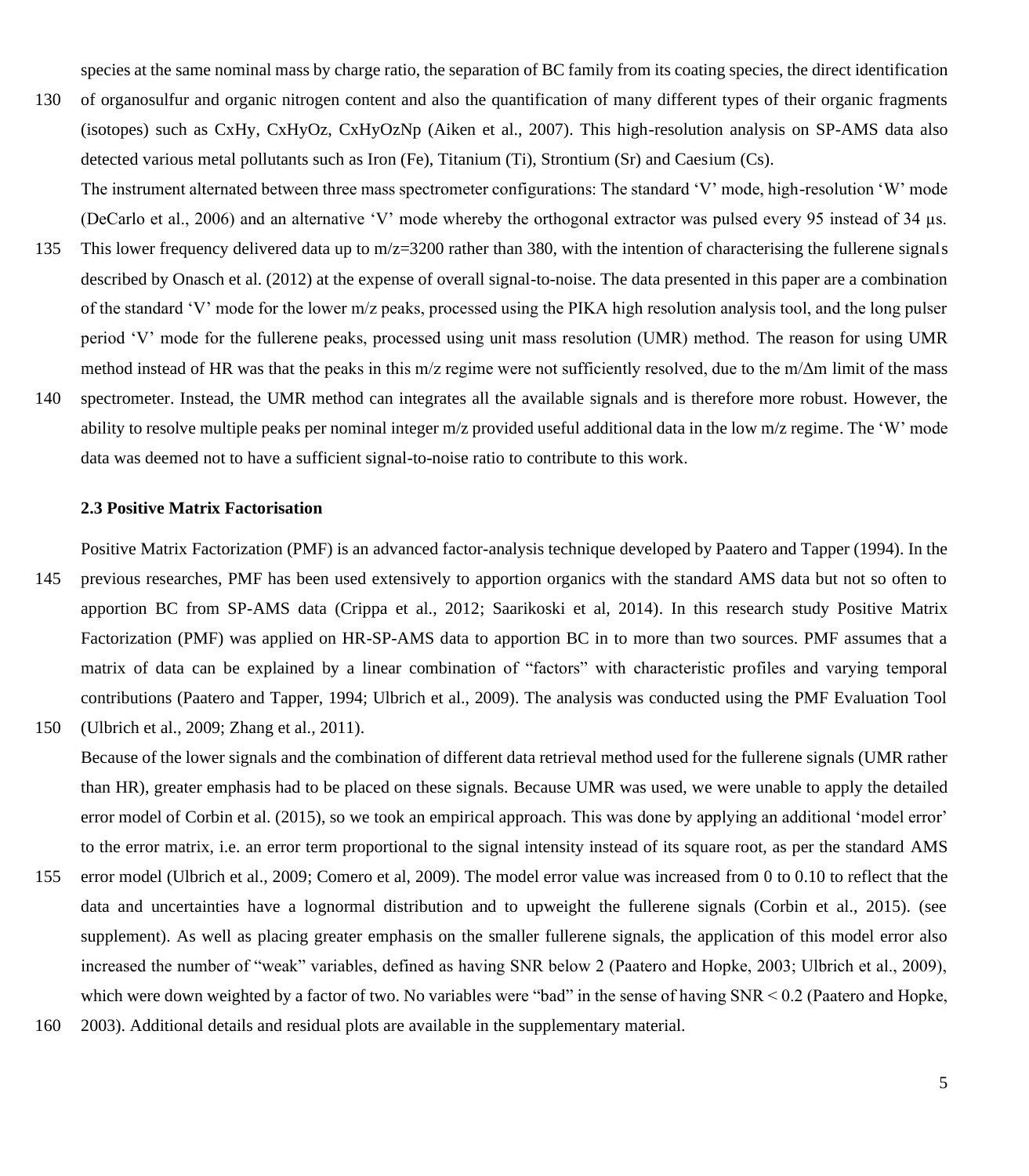species at the same nominal mass by charge ratio, the separation of BC family from its coating species, the direct identification of organosulfur and organic nitrogen content and also the quantification of many different types of their organic fragments (isotopes) such as $C_xH_y$, $C_xH_yO_z$, $C_xH_yO_zN_p$ (Aiken et al., 2007). This high-resolution analysis on SP-AMS data also detected various metal pollutants such as Iron (Fe), Titanium (Ti), Strontium (Sr) and Caesium (Cs).

The instrument alternated between three mass spectrometer configurations: The standard 'V' mode, high-resolution 'W' mode (DeCarlo et al., 2006) and an alternative 'V' mode whereby the orthogonal extractor was pulsed every 95 instead of 34 μs. This lower frequency delivered data up to m/z=3200 rather than 380, with the intention of characterising the fullerene signals described by Onasch et al. (2012) at the expense of overall signal-to-noise. The data presented in this paper are a combination of the standard 'V' mode for the lower m/z peaks, processed using the PIKA high resolution analysis tool, and the long pulser period 'V' mode for the fullerene peaks, processed using unit mass resolution (UMR) method. The reason for using UMR method instead of HR was that the peaks in this m/z regime were not sufficiently resolved, due to the m/Δm limit of the mass spectrometer. Instead, the UMR method can integrates all the available signals and is therefore more robust. However, the ability to resolve multiple peaks per nominal integer m/z provided useful additional data in the low m/z regime. The 'W' mode data was deemed not to have a sufficient signal-to-noise ratio to contribute to this work.

### 2.3 Positive Matrix Factorisation

Positive Matrix Factorization (PMF) is an advanced factor-analysis technique developed by Paatero and Tapper (1994). In the previous researches, PMF has been used extensively to apportion organics with the standard AMS data but not so often to apportion BC from SP-AMS data (Crippa et al., 2012; Saarikoski et al, 2014). In this research study Positive Matrix Factorization (PMF) was applied on HR-SP-AMS data to apportion BC in to more than two sources. PMF assumes that a matrix of data can be explained by a linear combination of "factors" with characteristic profiles and varying temporal contributions (Paatero and Tapper, 1994; Ulbrich et al., 2009). The analysis was conducted using the PMF Evaluation Tool (Ulbrich et al., 2009; Zhang et al., 2011).

Because of the lower signals and the combination of different data retrieval method used for the fullerene signals (UMR rather than HR), greater emphasis had to be placed on these signals. Because UMR was used, we were unable to apply the detailed error model of Corbin et al. (2015), so we took an empirical approach. This was done by applying an additional 'model error' to the error matrix, i.e. an error term proportional to the signal intensity instead of its square root, as per the standard AMS error model (Ulbrich et al., 2009; Comero et al, 2009). The model error value was increased from 0 to 0.10 to reflect that the data and uncertainties have a lognormal distribution and to upweight the fullerene signals (Corbin et al., 2015). (see supplement). As well as placing greater emphasis on the smaller fullerene signals, the application of this model error also increased the number of "weak" variables, defined as having SNR below 2 (Paatero and Hopke, 2003; Ulbrich et al., 2009), which were down weighted by a factor of two. No variables were "bad" in the sense of having SNR < 0.2 (Paatero and Hopke, 2003). Additional details and residual plots are available in the supplementary material.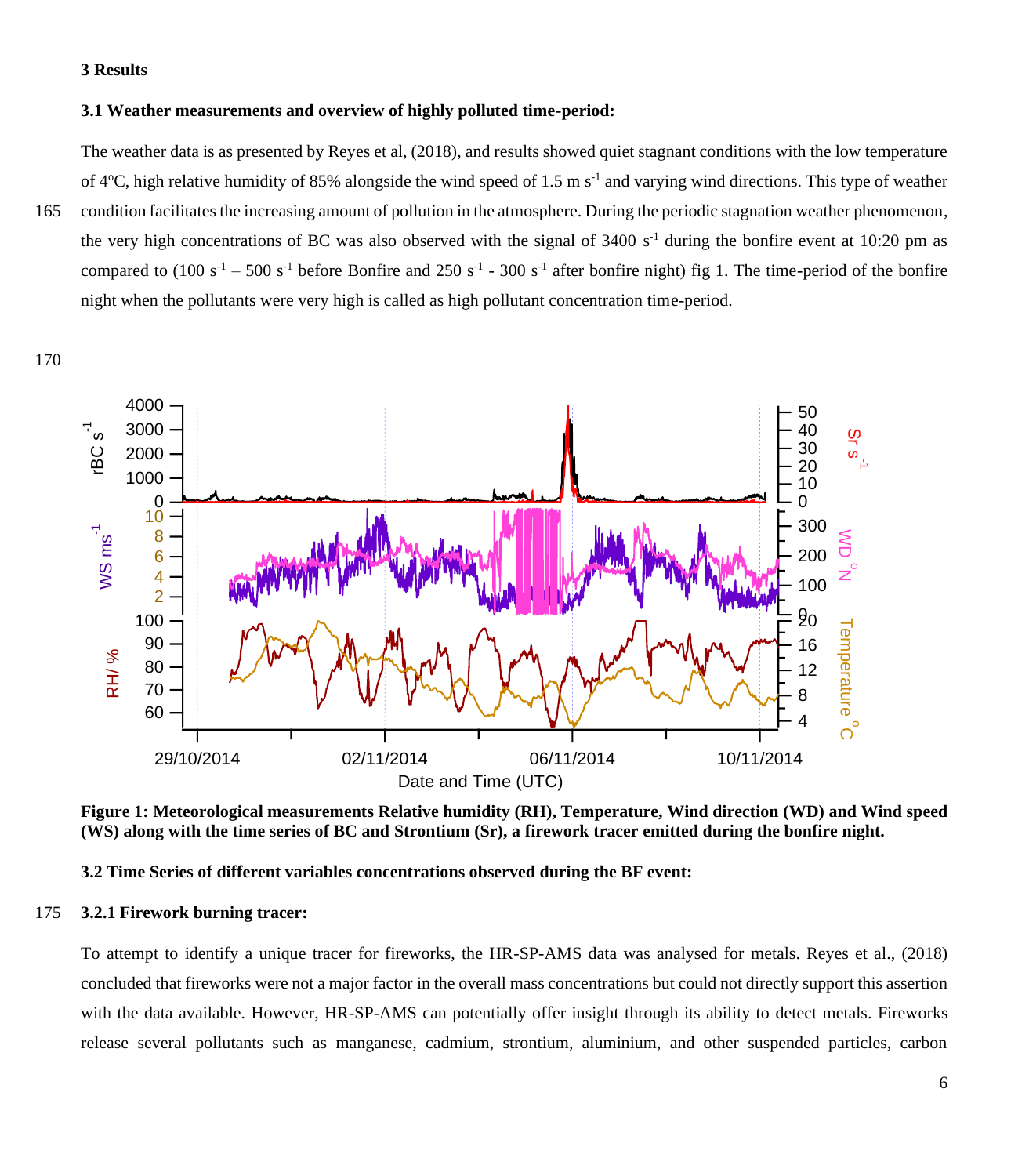## 3 Results

### 3.1 Weather measurements and overview of highly polluted time-period:

The weather data is as presented by Reyes et al, (2018), and results showed quiet stagnant conditions with the low temperature of 4°C, high relative humidity of 85% alongside the wind speed of 1.5 m $s^{-1}$ and varying wind directions. This type of weather condition facilitates the increasing amount of pollution in the atmosphere. During the periodic stagnation weather phenomenon, the very high concentrations of BC was also observed with the signal of 3400 $s^{-1}$ during the bonfire event at 10:20 pm as compared to (100 $s^{-1}$ – 500 $s^{-1}$ before Bonfire and 250 $s^{-1}$ - 300 $s^{-1}$ after bonfire night) fig 1. The time-period of the bonfire night when the pollutants were very high is called as high pollutant concentration time-period.

**Figure 1: Meteorological measurements Relative humidity (RH), Temperature, Wind direction (WD) and Wind speed (WS) along with the time series of BC and Strontium (Sr), a firework tracer emitted during the bonfire night.**

### 3.2 Time Series of different variables concentrations observed during the BF event:

#### 3.2.1 Firework burning tracer:

To attempt to identify a unique tracer for fireworks, the HR-SP-AMS data was analysed for metals. Reyes et al., (2018) concluded that fireworks were not a major factor in the overall mass concentrations but could not directly support this assertion with the data available. However, HR-SP-AMS can potentially offer insight through its ability to detect metals. Fireworks release several pollutants such as manganese, cadmium, strontium, aluminium, and other suspended particles, carbon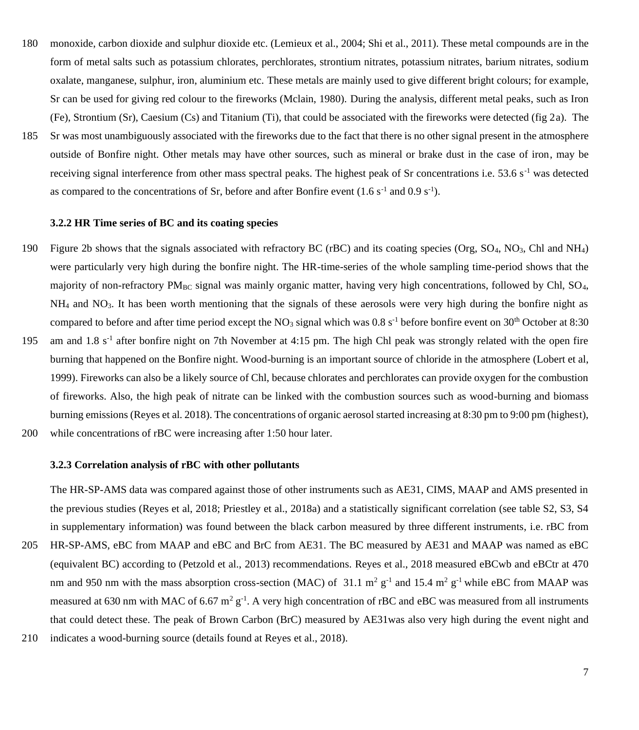monoxide, carbon dioxide and sulphur dioxide etc. (Lemieux et al., 2004; Shi et al., 2011). These metal compounds are in the form of metal salts such as potassium chlorates, perchlorates, strontium nitrates, potassium nitrates, barium nitrates, sodium oxalate, manganese, sulphur, iron, aluminium etc. These metals are mainly used to give different bright colours; for example, Sr can be used for giving red colour to the fireworks (Mclain, 1980). During the analysis, different metal peaks, such as Iron (Fe), Strontium (Sr), Caesium (Cs) and Titanium (Ti), that could be associated with the fireworks were detected (fig 2a). The Sr was most unambiguously associated with the fireworks due to the fact that there is no other signal present in the atmosphere outside of Bonfire night. Other metals may have other sources, such as mineral or brake dust in the case of iron, may be receiving signal interference from other mass spectral peaks. The highest peak of Sr concentrations i.e. 53.6 $s^{-1}$ was detected as compared to the concentrations of Sr, before and after Bonfire event (1.6 $s^{-1}$ and 0.9 $s^{-1}$).

### 3.2.2 HR Time series of BC and its coating species

Figure 2b shows that the signals associated with refractory BC (rBC) and its coating species (Org, $SO_4$, $NO_3$, Chl and $NH_4$) were particularly very high during the bonfire night. The HR-time-series of the whole sampling time-period shows that the majority of non-refractory $PM_{BC}$ signal was mainly organic matter, having very high concentrations, followed by Chl, $SO_4$, $NH_4$ and $NO_3$. It has been worth mentioning that the signals of these aerosols were very high during the bonfire night as compared to before and after time period except the $NO_3$ signal which was 0.8 $s^{-1}$ before bonfire event on 30th October at 8:30 am and 1.8 $s^{-1}$ after bonfire night on 7th November at 4:15 pm. The high Chl peak was strongly related with the open fire burning that happened on the Bonfire night. Wood-burning is an important source of chloride in the atmosphere (Lobert et al, 1999). Fireworks can also be a likely source of Chl, because chlorates and perchlorates can provide oxygen for the combustion of fireworks. Also, the high peak of nitrate can be linked with the combustion sources such as wood-burning and biomass burning emissions (Reyes et al. 2018). The concentrations of organic aerosol started increasing at 8:30 pm to 9:00 pm (highest), while concentrations of rBC were increasing after 1:50 hour later.

### 3.2.3 Correlation analysis of rBC with other pollutants

The HR-SP-AMS data was compared against those of other instruments such as AE31, CIMS, MAAP and AMS presented in the previous studies (Reyes et al, 2018; Priestley et al., 2018a) and a statistically significant correlation (see table S2, S3, S4 in supplementary information) was found between the black carbon measured by three different instruments, i.e. rBC from HR-SP-AMS, eBC from MAAP and eBC and BrC from AE31. The BC measured by AE31 and MAAP was named as eBC (equivalent BC) according to (Petzold et al., 2013) recommendations. Reyes et al., 2018 measured eBCwb and eBCtr at 470 nm and 950 nm with the mass absorption cross-section (MAC) of 31.1 $m^2\ g^{-1}$ and 15.4 $m^2\ g^{-1}$ while eBC from MAAP was measured at 630 nm with MAC of 6.67 $m^2\ g^{-1}$. A very high concentration of rBC and eBC was measured from all instruments that could detect these. The peak of Brown Carbon (BrC) measured by AE31was also very high during the event night and indicates a wood-burning source (details found at Reyes et al., 2018).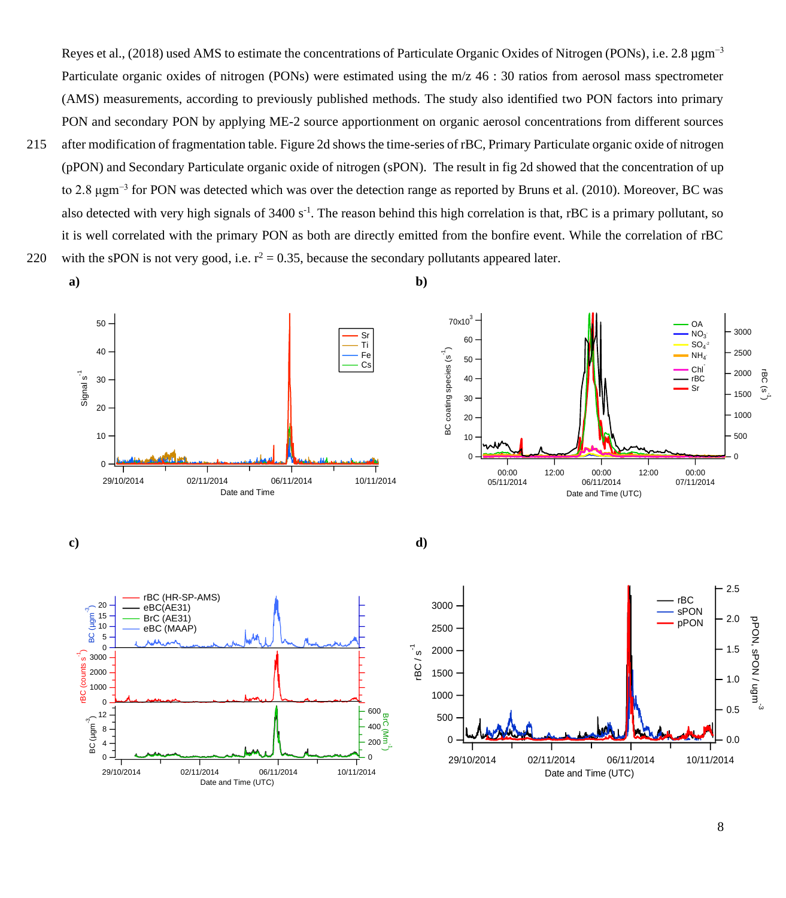Reyes et al., (2018) used AMS to estimate the concentrations of Particulate Organic Oxides of Nitrogen (PONs), i.e. 2.8 μgm$^{-3}$ Particulate organic oxides of nitrogen (PONs) were estimated using the m/z 46 : 30 ratios from aerosol mass spectrometer (AMS) measurements, according to previously published methods. The study also identified two PON factors into primary PON and secondary PON by applying ME-2 source apportionment on organic aerosol concentrations from different sources after modification of fragmentation table. Figure 2d shows the time-series of rBC, Primary Particulate organic oxide of nitrogen (pPON) and Secondary Particulate organic oxide of nitrogen (sPON). The result in fig 2d showed that the concentration of up to 2.8 μgm$^{-3}$ for PON was detected which was over the detection range as reported by Bruns et al. (2010). Moreover, BC was also detected with very high signals of 3400 s$^{-1}$. The reason behind this high correlation is that, rBC is a primary pollutant, so it is well correlated with the primary PON as both are directly emitted from the bonfire event. While the correlation of rBC with the sPON is not very good, i.e. $r^2$ = 0.35, because the secondary pollutants appeared later.

**a)** **b)**

**c)** **d)**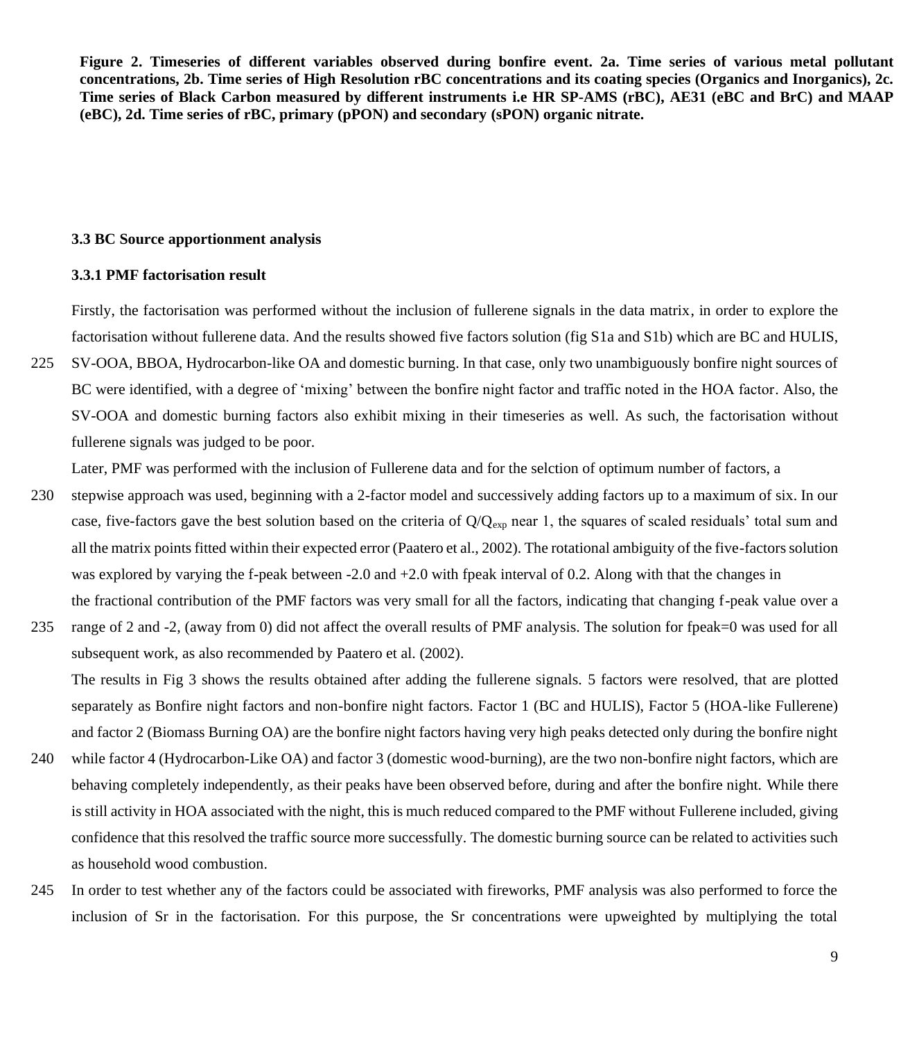**Figure 2. Timeseries of different variables observed during bonfire event. 2a. Time series of various metal pollutant concentrations, 2b. Time series of High Resolution rBC concentrations and its coating species (Organics and Inorganics), 2c. Time series of Black Carbon measured by different instruments i.e HR SP-AMS (rBC), AE31 (eBC and BrC) and MAAP (eBC), 2d. Time series of rBC, primary (pPON) and secondary (sPON) organic nitrate.**

### 3.3 BC Source apportionment analysis

#### 3.3.1 PMF factorisation result

Firstly, the factorisation was performed without the inclusion of fullerene signals in the data matrix, in order to explore the factorisation without fullerene data. And the results showed five factors solution (fig S1a and S1b) which are BC and HULIS, SV-OOA, BBOA, Hydrocarbon-like OA and domestic burning. In that case, only two unambiguously bonfire night sources of BC were identified, with a degree of 'mixing' between the bonfire night factor and traffic noted in the HOA factor. Also, the SV-OOA and domestic burning factors also exhibit mixing in their timeseries as well. As such, the factorisation without fullerene signals was judged to be poor.

Later, PMF was performed with the inclusion of Fullerene data and for the selction of optimum number of factors, a stepwise approach was used, beginning with a 2-factor model and successively adding factors up to a maximum of six. In our case, five-factors gave the best solution based on the criteria of $Q/Q_{exp}$ near 1, the squares of scaled residuals' total sum and all the matrix points fitted within their expected error (Paatero et al., 2002). The rotational ambiguity of the five-factors solution was explored by varying the f-peak between -2.0 and +2.0 with fpeak interval of 0.2. Along with that the changes in the fractional contribution of the PMF factors was very small for all the factors, indicating that changing f-peak value over a range of 2 and -2, (away from 0) did not affect the overall results of PMF analysis. The solution for fpeak=0 was used for all subsequent work, as also recommended by Paatero et al. (2002).

The results in Fig 3 shows the results obtained after adding the fullerene signals. 5 factors were resolved, that are plotted separately as Bonfire night factors and non-bonfire night factors. Factor 1 (BC and HULIS), Factor 5 (HOA-like Fullerene) and factor 2 (Biomass Burning OA) are the bonfire night factors having very high peaks detected only during the bonfire night while factor 4 (Hydrocarbon-Like OA) and factor 3 (domestic wood-burning), are the two non-bonfire night factors, which are behaving completely independently, as their peaks have been observed before, during and after the bonfire night. While there is still activity in HOA associated with the night, this is much reduced compared to the PMF without Fullerene included, giving confidence that this resolved the traffic source more successfully. The domestic burning source can be related to activities such as household wood combustion.

In order to test whether any of the factors could be associated with fireworks, PMF analysis was also performed to force the inclusion of Sr in the factorisation. For this purpose, the Sr concentrations were upweighted by multiplying the total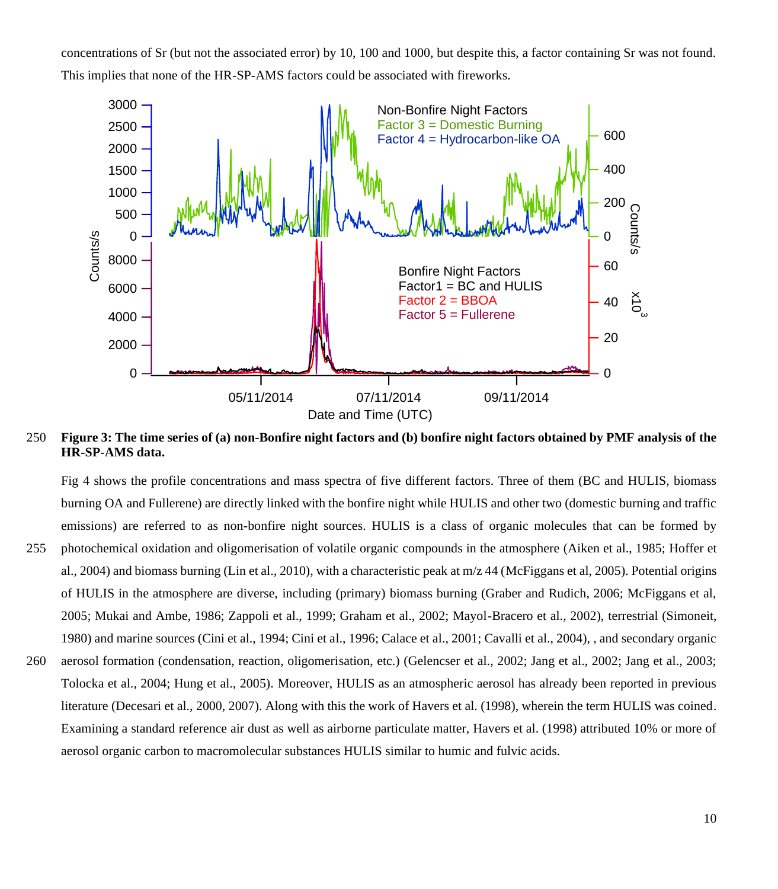concentrations of Sr (but not the associated error) by 10, 100 and 1000, but despite this, a factor containing Sr was not found. This implies that none of the HR-SP-AMS factors could be associated with fireworks.

**Figure 3: The time series of (a) non-Bonfire night factors and (b) bonfire night factors obtained by PMF analysis of the HR-SP-AMS data.**

Fig 4 shows the profile concentrations and mass spectra of five different factors. Three of them (BC and HULIS, biomass burning OA and Fullerene) are directly linked with the bonfire night while HULIS and other two (domestic burning and traffic emissions) are referred to as non-bonfire night sources. HULIS is a class of organic molecules that can be formed by photochemical oxidation and oligomerisation of volatile organic compounds in the atmosphere (Aiken et al., 1985; Hoffer et al., 2004) and biomass burning (Lin et al., 2010), with a characteristic peak at m/z 44 (McFiggans et al, 2005). Potential origins of HULIS in the atmosphere are diverse, including (primary) biomass burning (Graber and Rudich, 2006; McFiggans et al, 2005; Mukai and Ambe, 1986; Zappoli et al., 1999; Graham et al., 2002; Mayol-Bracero et al., 2002), terrestrial (Simoneit, 1980) and marine sources (Cini et al., 1994; Cini et al., 1996; Calace et al., 2001; Cavalli et al., 2004), , and secondary organic aerosol formation (condensation, reaction, oligomerisation, etc.) (Gelencser et al., 2002; Jang et al., 2002; Jang et al., 2003; Tolocka et al., 2004; Hung et al., 2005). Moreover, HULIS as an atmospheric aerosol has already been reported in previous literature (Decesari et al., 2000, 2007). Along with this the work of Havers et al. (1998), wherein the term HULIS was coined. Examining a standard reference air dust as well as airborne particulate matter, Havers et al. (1998) attributed 10% or more of aerosol organic carbon to macromolecular substances HULIS similar to humic and fulvic acids.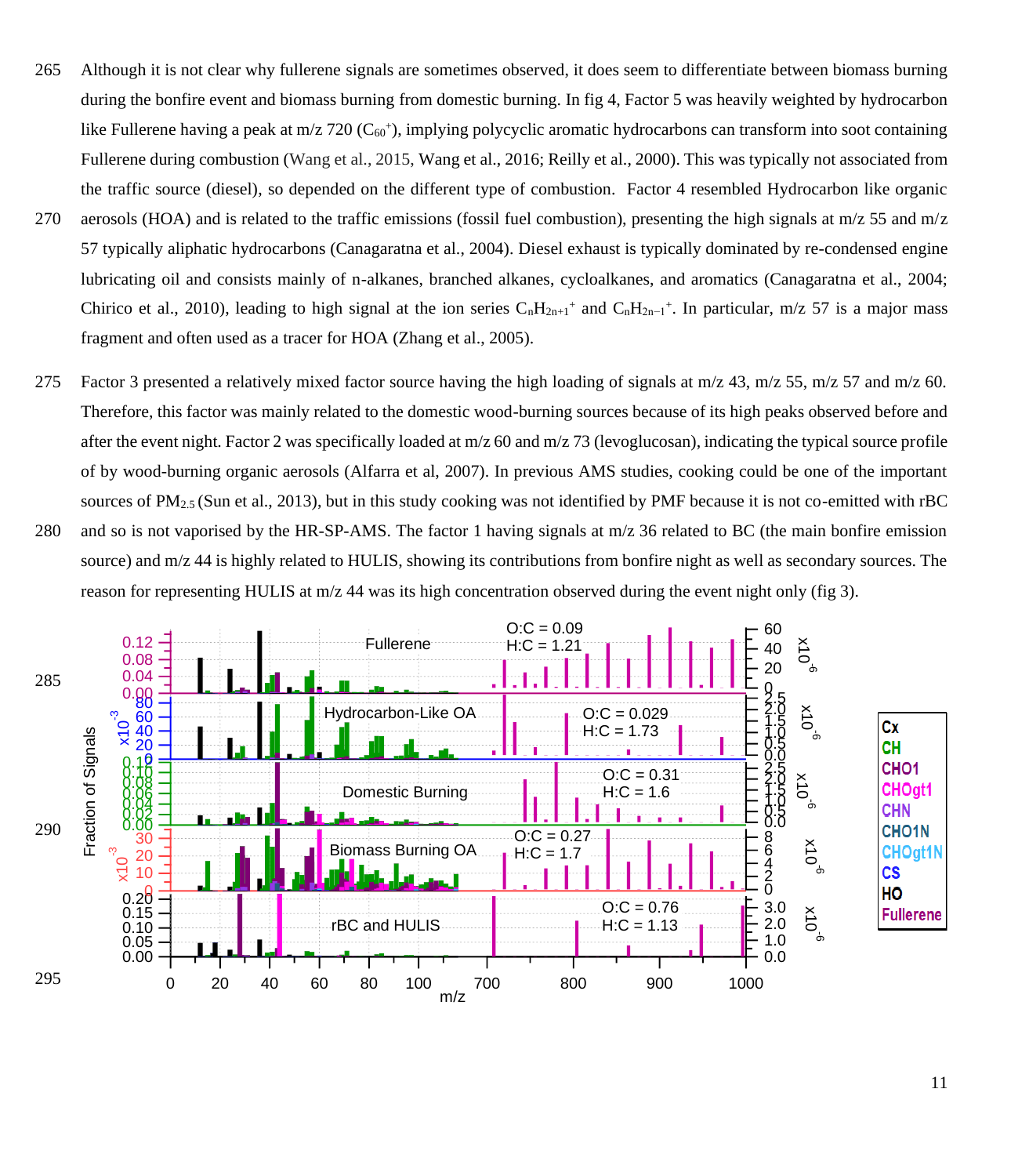Although it is not clear why fullerene signals are sometimes observed, it does seem to differentiate between biomass burning during the bonfire event and biomass burning from domestic burning. In fig 4, Factor 5 was heavily weighted by hydrocarbon like Fullerene having a peak at m/z 720 ($C_{60}^{+}$), implying polycyclic aromatic hydrocarbons can transform into soot containing Fullerene during combustion (Wang et al., 2015, Wang et al., 2016; Reilly et al., 2000). This was typically not associated from the traffic source (diesel), so depended on the different type of combustion. Factor 4 resembled Hydrocarbon like organic aerosols (HOA) and is related to the traffic emissions (fossil fuel combustion), presenting the high signals at m/z 55 and m/z 57 typically aliphatic hydrocarbons (Canagaratna et al., 2004). Diesel exhaust is typically dominated by re-condensed engine lubricating oil and consists mainly of n-alkanes, branched alkanes, cycloalkanes, and aromatics (Canagaratna et al., 2004; Chirico et al., 2010), leading to high signal at the ion series $C_nH_{2n+1}^{+}$ and $C_nH_{2n-1}^{+}$. In particular, m/z 57 is a major mass fragment and often used as a tracer for HOA (Zhang et al., 2005).

Factor 3 presented a relatively mixed factor source having the high loading of signals at m/z 43, m/z 55, m/z 57 and m/z 60. Therefore, this factor was mainly related to the domestic wood-burning sources because of its high peaks observed before and after the event night. Factor 2 was specifically loaded at m/z 60 and m/z 73 (levoglucosan), indicating the typical source profile of by wood-burning organic aerosols (Alfarra et al, 2007). In previous AMS studies, cooking could be one of the important sources of $PM_{2.5}$ (Sun et al., 2013), but in this study cooking was not identified by PMF because it is not co-emitted with rBC and so is not vaporised by the HR-SP-AMS. The factor 1 having signals at m/z 36 related to BC (the main bonfire emission source) and m/z 44 is highly related to HULIS, showing its contributions from bonfire night as well as secondary sources. The reason for representing HULIS at m/z 44 was its high concentration observed during the event night only (fig 3).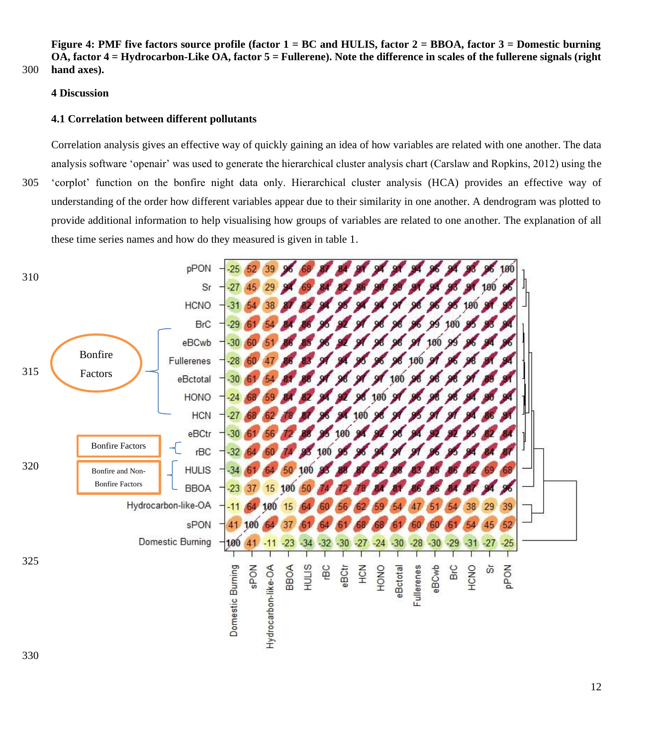**Figure 4: PMF five factors source profile (factor 1 = BC and HULIS, factor 2 = BBOA, factor 3 = Domestic burning OA, factor 4 = Hydrocarbon-Like OA, factor 5 = Fullerene). Note the difference in scales of the fullerene signals (right hand axes).**

## 4 Discussion

### 4.1 Correlation between different pollutants

Correlation analysis gives an effective way of quickly gaining an idea of how variables are related with one another. The data analysis software 'openair' was used to generate the hierarchical cluster analysis chart (Carslaw and Ropkins, 2012) using the 'corplot' function on the bonfire night data only. Hierarchical cluster analysis (HCA) provides an effective way of understanding of the order how different variables appear due to their similarity in one another. A dendrogram was plotted to provide additional information to help visualising how groups of variables are related to one another. The explanation of all these time series names and how do they measured is given in table 1.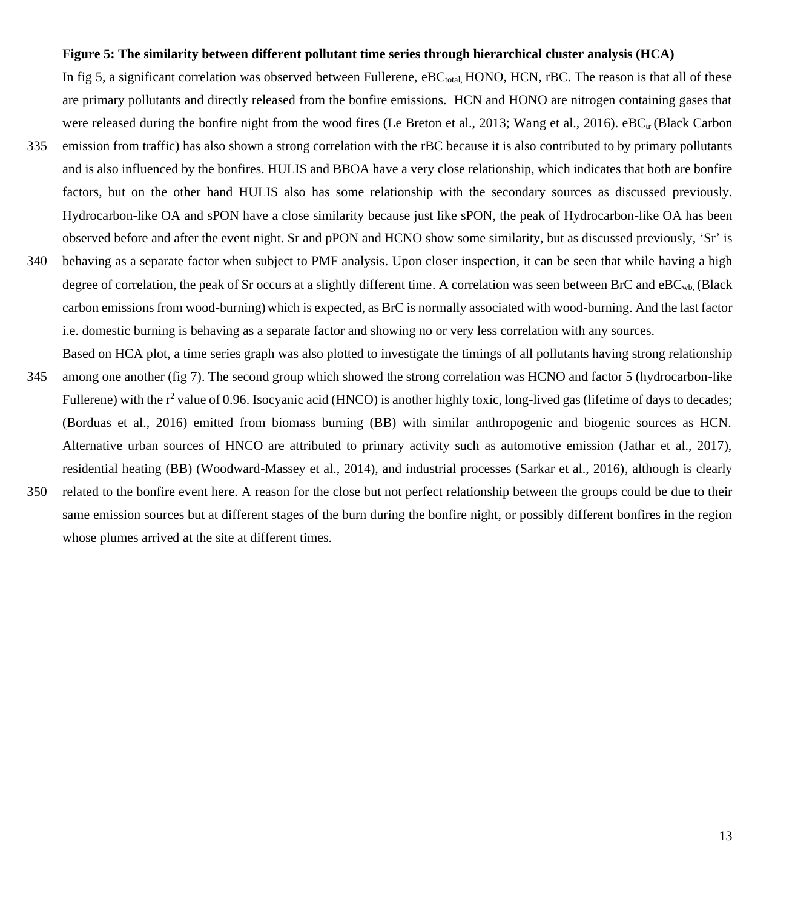**Figure 5: The similarity between different pollutant time series through hierarchical cluster analysis (HCA)**

In fig 5, a significant correlation was observed between Fullerene, $eBC_{total,}$ HONO, HCN, rBC. The reason is that all of these are primary pollutants and directly released from the bonfire emissions. HCN and HONO are nitrogen containing gases that were released during the bonfire night from the wood fires (Le Breton et al., 2013; Wang et al., 2016). $eBC_{tr}$ (Black Carbon emission from traffic) has also shown a strong correlation with the rBC because it is also contributed to by primary pollutants and is also influenced by the bonfires. HULIS and BBOA have a very close relationship, which indicates that both are bonfire factors, but on the other hand HULIS also has some relationship with the secondary sources as discussed previously. Hydrocarbon-like OA and sPON have a close similarity because just like sPON, the peak of Hydrocarbon-like OA has been observed before and after the event night. Sr and pPON and HCNO show some similarity, but as discussed previously, 'Sr' is behaving as a separate factor when subject to PMF analysis. Upon closer inspection, it can be seen that while having a high degree of correlation, the peak of Sr occurs at a slightly different time. A correlation was seen between BrC and $eBC_{wb,}$ (Black carbon emissions from wood-burning) which is expected, as BrC is normally associated with wood-burning. And the last factor i.e. domestic burning is behaving as a separate factor and showing no or very less correlation with any sources.

Based on HCA plot, a time series graph was also plotted to investigate the timings of all pollutants having strong relationship among one another (fig 7). The second group which showed the strong correlation was HCNO and factor 5 (hydrocarbon-like Fullerene) with the $r^2$ value of 0.96. Isocyanic acid (HNCO) is another highly toxic, long-lived gas (lifetime of days to decades; (Borduas et al., 2016) emitted from biomass burning (BB) with similar anthropogenic and biogenic sources as HCN. Alternative urban sources of HNCO are attributed to primary activity such as automotive emission (Jathar et al., 2017), residential heating (BB) (Woodward-Massey et al., 2014), and industrial processes (Sarkar et al., 2016), although is clearly related to the bonfire event here. A reason for the close but not perfect relationship between the groups could be due to their same emission sources but at different stages of the burn during the bonfire night, or possibly different bonfires in the region whose plumes arrived at the site at different times.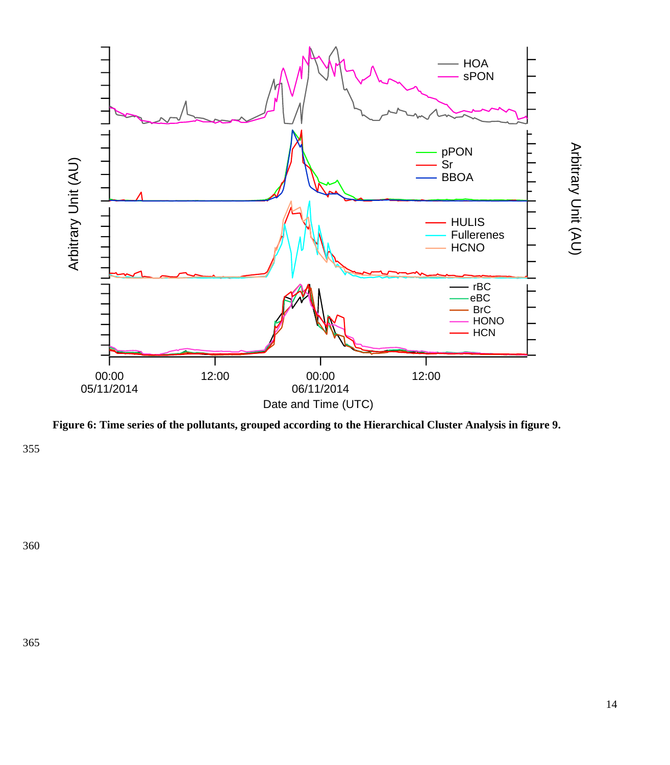**Figure 6: Time series of the pollutants, grouped according to the Hierarchical Cluster Analysis in figure 9.**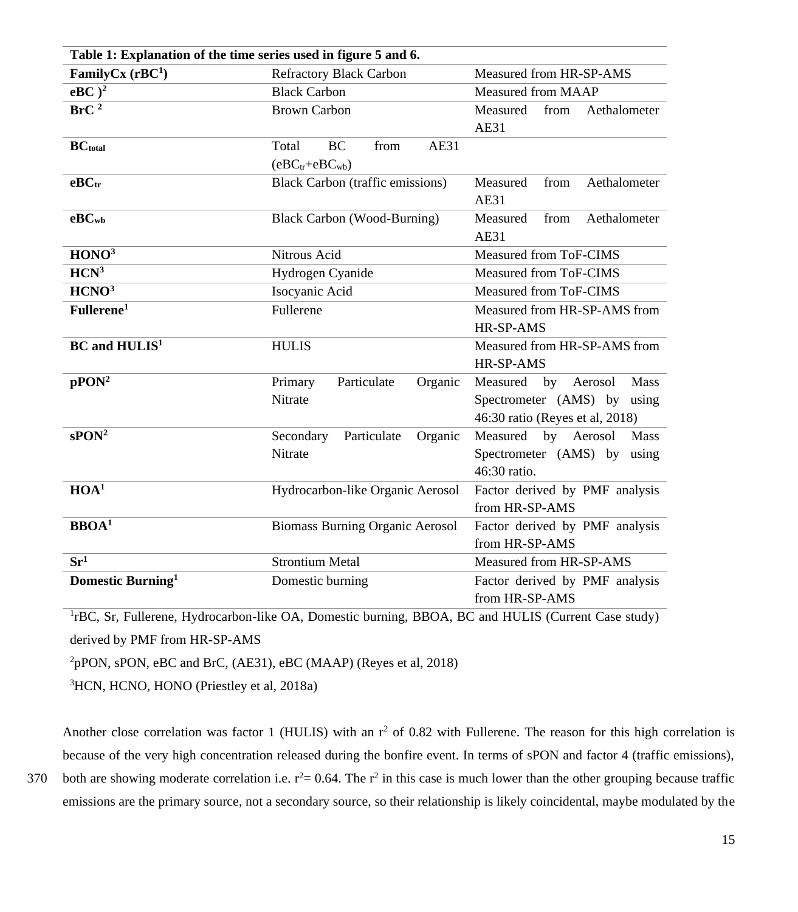**Table 1: Explanation of the time series used in figure 5 and 6.**

| | | |
|---|---|---|
| **FamilyCx (rBC[1])** | Refractory Black Carbon | Measured from HR-SP-AMS |
| **eBC )[2]** | Black Carbon | Measured from MAAP |
| **BrC [2]** | Brown Carbon | Measured from Aethalometer AE31 |
| **$BC_{total}$** | Total BC from AE31 ($eBC_{tr}$+$eBC_{wb}$) | |
| **$eBC_{tr}$** | Black Carbon (traffic emissions) | Measured from Aethalometer AE31 |
| **$eBC_{wb}$** | Black Carbon (Wood-Burning) | Measured from Aethalometer AE31 |
| **HONO[3]** | Nitrous Acid | Measured from ToF-CIMS |
| **HCN[3]** | Hydrogen Cyanide | Measured from ToF-CIMS |
| **HCNO[3]** | Isocyanic Acid | Measured from ToF-CIMS |
| **Fullerene[1]** | Fullerene | Measured from HR-SP-AMS from HR-SP-AMS |
| **BC and HULIS[1]** | HULIS | Measured from HR-SP-AMS from HR-SP-AMS |
| **pPON[2]** | Primary Particulate Organic Nitrate | Measured by Aerosol Mass Spectrometer (AMS) by using 46:30 ratio (Reyes et al, 2018) |
| **sPON[2]** | Secondary Particulate Organic Nitrate | Measured by Aerosol Mass Spectrometer (AMS) by using 46:30 ratio. |
| **HOA[1]** | Hydrocarbon-like Organic Aerosol | Factor derived by PMF analysis from HR-SP-AMS |
| **BBOA[1]** | Biomass Burning Organic Aerosol | Factor derived by PMF analysis from HR-SP-AMS |
| **Sr[1]** | Strontium Metal | Measured from HR-SP-AMS |
| **Domestic Burning[1]** | Domestic burning | Factor derived by PMF analysis from HR-SP-AMS |

[1]rBC, Sr, Fullerene, Hydrocarbon-like OA, Domestic burning, BBOA, BC and HULIS (Current Case study) derived by PMF from HR-SP-AMS

[2]pPON, sPON, eBC and BrC, (AE31), eBC (MAAP) (Reyes et al, 2018)

[3]HCN, HCNO, HONO (Priestley et al, 2018a)

Another close correlation was factor 1 (HULIS) with an $r^2$ of 0.82 with Fullerene. The reason for this high correlation is because of the very high concentration released during the bonfire event. In terms of sPON and factor 4 (traffic emissions), both are showing moderate correlation i.e. $r^2$= 0.64. The $r^2$ in this case is much lower than the other grouping because traffic emissions are the primary source, not a secondary source, so their relationship is likely coincidental, maybe modulated by the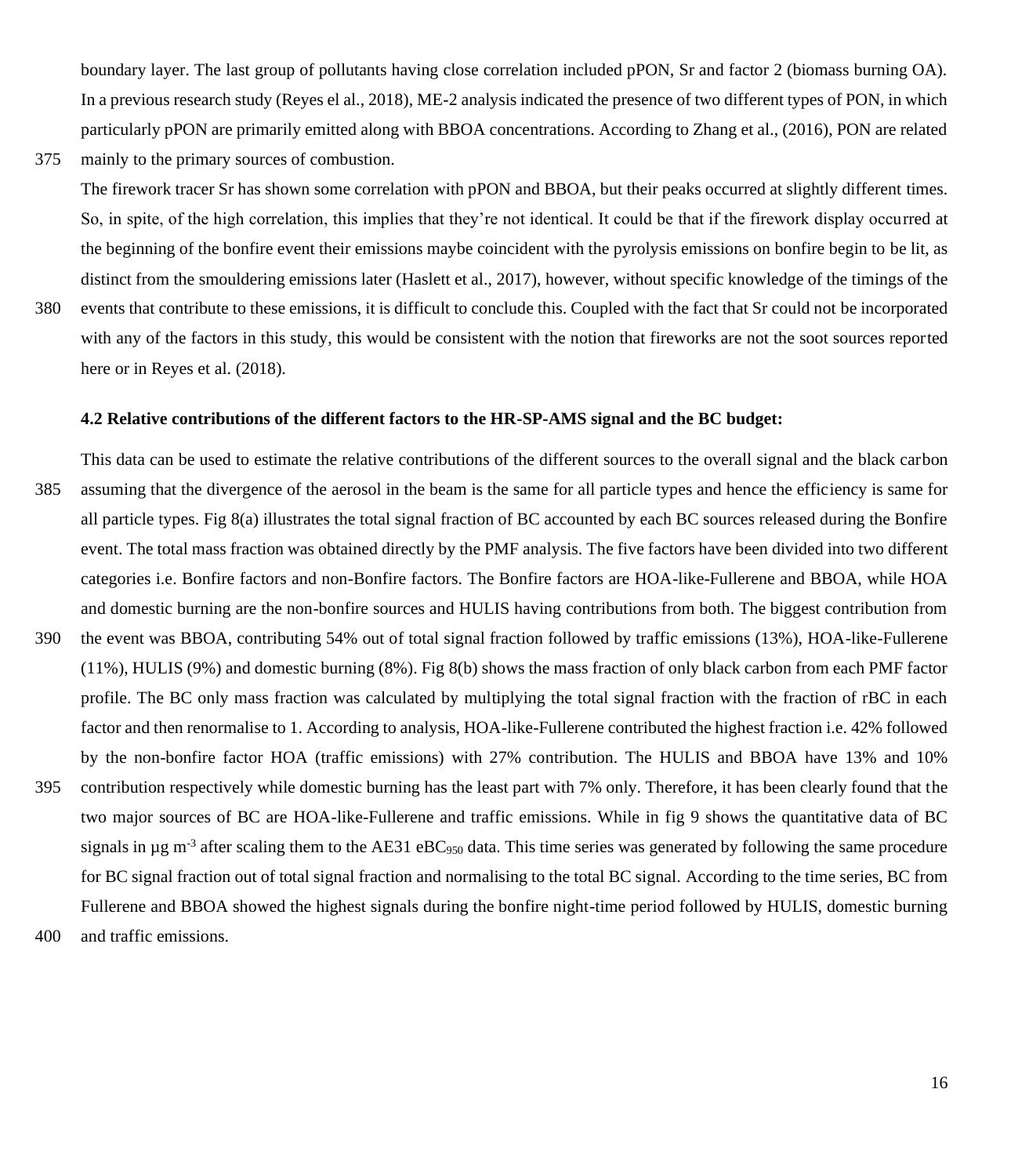boundary layer. The last group of pollutants having close correlation included pPON, Sr and factor 2 (biomass burning OA). In a previous research study (Reyes el al., 2018), ME-2 analysis indicated the presence of two different types of PON, in which particularly pPON are primarily emitted along with BBOA concentrations. According to Zhang et al., (2016), PON are related mainly to the primary sources of combustion.

The firework tracer Sr has shown some correlation with pPON and BBOA, but their peaks occurred at slightly different times. So, in spite, of the high correlation, this implies that they're not identical. It could be that if the firework display occurred at the beginning of the bonfire event their emissions maybe coincident with the pyrolysis emissions on bonfire begin to be lit, as distinct from the smouldering emissions later (Haslett et al., 2017), however, without specific knowledge of the timings of the events that contribute to these emissions, it is difficult to conclude this. Coupled with the fact that Sr could not be incorporated with any of the factors in this study, this would be consistent with the notion that fireworks are not the soot sources reported here or in Reyes et al. (2018).

### 4.2 Relative contributions of the different factors to the HR-SP-AMS signal and the BC budget:

This data can be used to estimate the relative contributions of the different sources to the overall signal and the black carbon assuming that the divergence of the aerosol in the beam is the same for all particle types and hence the efficiency is same for all particle types. Fig 8(a) illustrates the total signal fraction of BC accounted by each BC sources released during the Bonfire event. The total mass fraction was obtained directly by the PMF analysis. The five factors have been divided into two different categories i.e. Bonfire factors and non-Bonfire factors. The Bonfire factors are HOA-like-Fullerene and BBOA, while HOA and domestic burning are the non-bonfire sources and HULIS having contributions from both. The biggest contribution from the event was BBOA, contributing 54% out of total signal fraction followed by traffic emissions (13%), HOA-like-Fullerene (11%), HULIS (9%) and domestic burning (8%). Fig 8(b) shows the mass fraction of only black carbon from each PMF factor profile. The BC only mass fraction was calculated by multiplying the total signal fraction with the fraction of rBC in each factor and then renormalise to 1. According to analysis, HOA-like-Fullerene contributed the highest fraction i.e. 42% followed by the non-bonfire factor HOA (traffic emissions) with 27% contribution. The HULIS and BBOA have 13% and 10% contribution respectively while domestic burning has the least part with 7% only. Therefore, it has been clearly found that the two major sources of BC are HOA-like-Fullerene and traffic emissions. While in fig 9 shows the quantitative data of BC signals in µg $m^{-3}$ after scaling them to the AE31 $eBC_{950}$ data. This time series was generated by following the same procedure for BC signal fraction out of total signal fraction and normalising to the total BC signal. According to the time series, BC from Fullerene and BBOA showed the highest signals during the bonfire night-time period followed by HULIS, domestic burning and traffic emissions.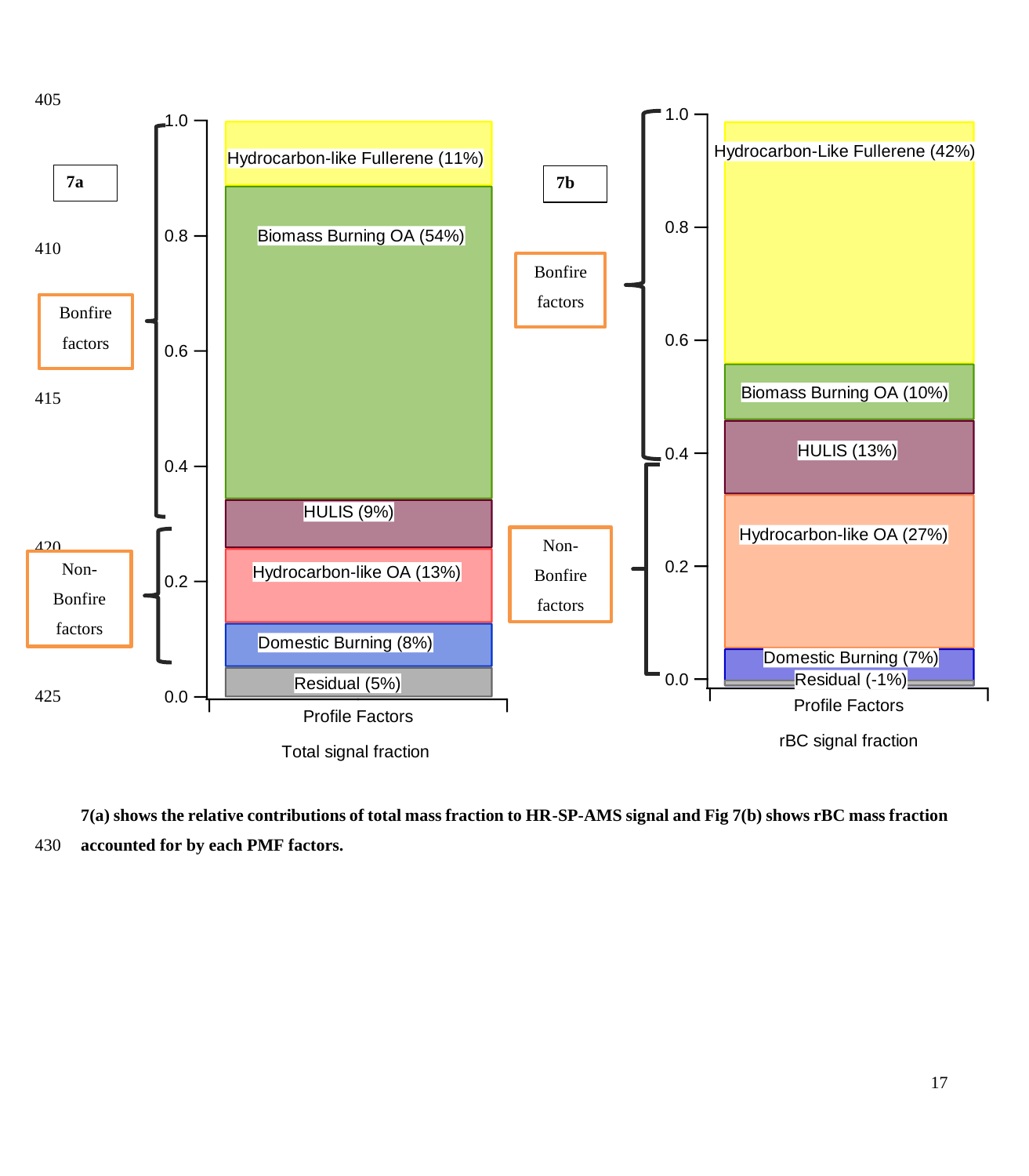**7(a) shows the relative contributions of total mass fraction to HR-SP-AMS signal and Fig 7(b) shows rBC mass fraction accounted for by each PMF factors.**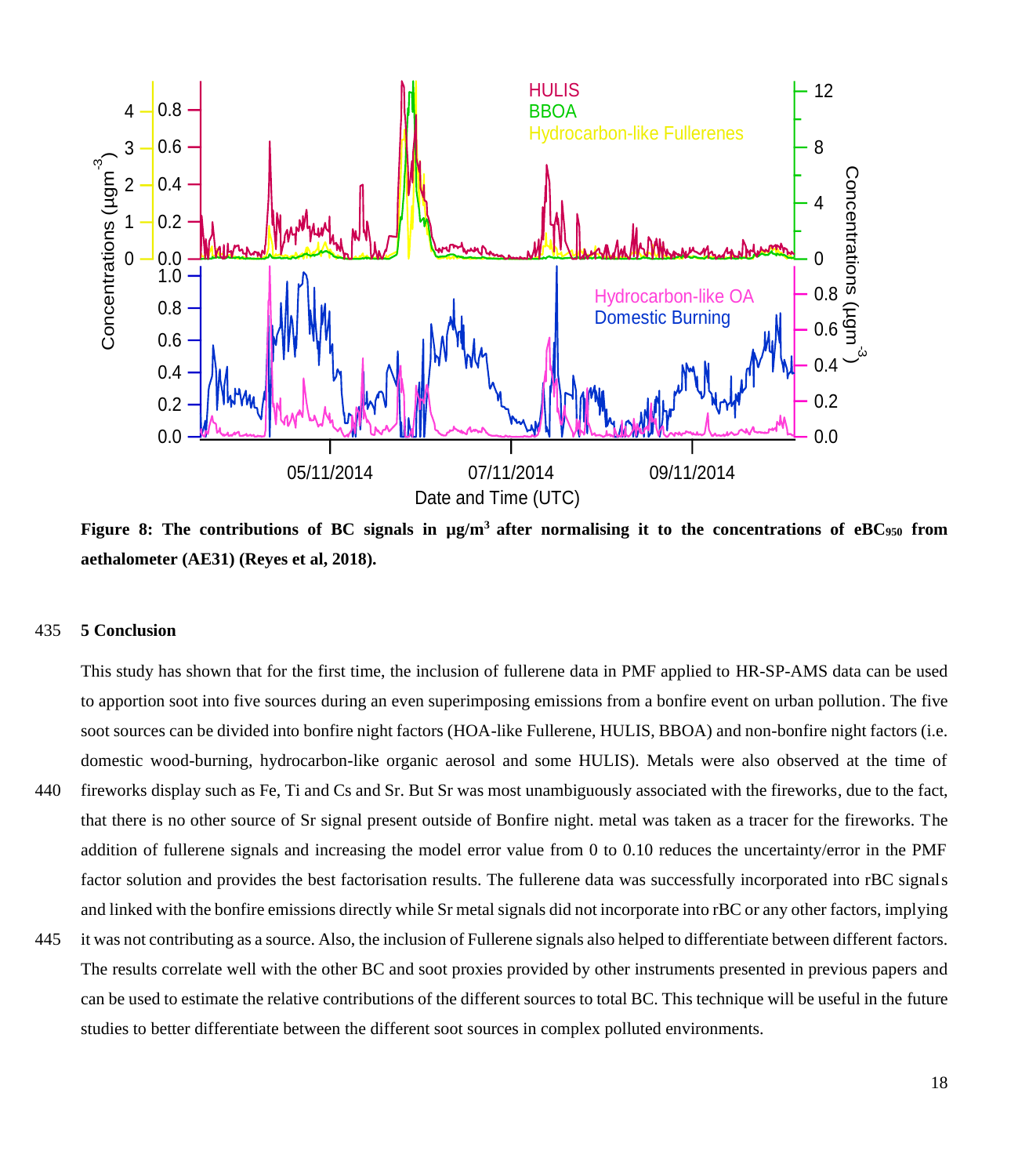Figure 8: The contributions of BC signals in µg/m$^3$ after normalising it to the concentrations of $eBC_{950}$ from aethalometer (AE31) (Reyes et al, 2018).

## 5 Conclusion

This study has shown that for the first time, the inclusion of fullerene data in PMF applied to HR-SP-AMS data can be used to apportion soot into five sources during an even superimposing emissions from a bonfire event on urban pollution. The five soot sources can be divided into bonfire night factors (HOA-like Fullerene, HULIS, BBOA) and non-bonfire night factors (i.e. domestic wood-burning, hydrocarbon-like organic aerosol and some HULIS). Metals were also observed at the time of fireworks display such as Fe, Ti and Cs and Sr. But Sr was most unambiguously associated with the fireworks, due to the fact, that there is no other source of Sr signal present outside of Bonfire night. metal was taken as a tracer for the fireworks. The addition of fullerene signals and increasing the model error value from 0 to 0.10 reduces the uncertainty/error in the PMF factor solution and provides the best factorisation results. The fullerene data was successfully incorporated into rBC signals and linked with the bonfire emissions directly while Sr metal signals did not incorporate into rBC or any other factors, implying it was not contributing as a source. Also, the inclusion of Fullerene signals also helped to differentiate between different factors. The results correlate well with the other BC and soot proxies provided by other instruments presented in previous papers and can be used to estimate the relative contributions of the different sources to total BC. This technique will be useful in the future studies to better differentiate between the different soot sources in complex polluted environments.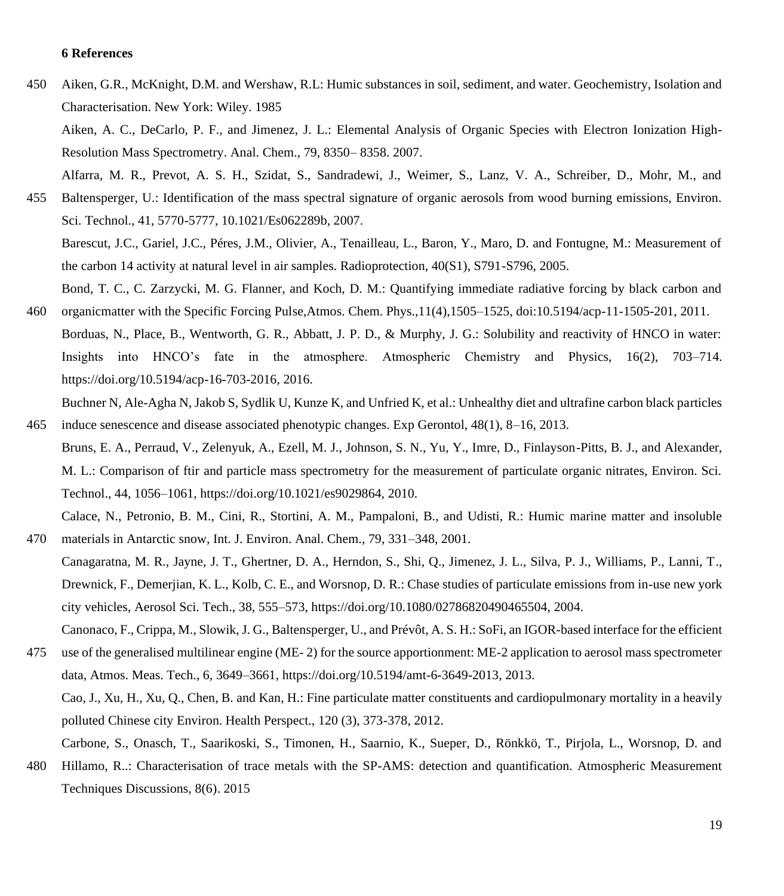**6 References**

Aiken, G.R., McKnight, D.M. and Wershaw, R.L: Humic substances in soil, sediment, and water. Geochemistry, Isolation and Characterisation. New York: Wiley. 1985

Aiken, A. C., DeCarlo, P. F., and Jimenez, J. L.: Elemental Analysis of Organic Species with Electron Ionization High-Resolution Mass Spectrometry. Anal. Chem., 79, 8350– 8358. 2007.

Alfarra, M. R., Prevot, A. S. H., Szidat, S., Sandradewi, J., Weimer, S., Lanz, V. A., Schreiber, D., Mohr, M., and Baltensperger, U.: Identification of the mass spectral signature of organic aerosols from wood burning emissions, Environ. Sci. Technol., 41, 5770-5777, 10.1021/Es062289b, 2007.

Barescut, J.C., Gariel, J.C., Péres, J.M., Olivier, A., Tenailleau, L., Baron, Y., Maro, D. and Fontugne, M.: Measurement of the carbon 14 activity at natural level in air samples. Radioprotection, 40(S1), S791-S796, 2005.

Bond, T. C., C. Zarzycki, M. G. Flanner, and Koch, D. M.: Quantifying immediate radiative forcing by black carbon and organicmatter with the Specific Forcing Pulse,Atmos. Chem. Phys.,11(4),1505–1525, doi:10.5194/acp-11-1505-201, 2011.

Borduas, N., Place, B., Wentworth, G. R., Abbatt, J. P. D., & Murphy, J. G.: Solubility and reactivity of HNCO in water: Insights into HNCO's fate in the atmosphere. Atmospheric Chemistry and Physics, 16(2), 703–714. https://doi.org/10.5194/acp-16-703-2016, 2016.

Buchner N, Ale-Agha N, Jakob S, Sydlik U, Kunze K, and Unfried K, et al.: Unhealthy diet and ultrafine carbon black particles induce senescence and disease associated phenotypic changes. Exp Gerontol, 48(1), 8–16, 2013.

Bruns, E. A., Perraud, V., Zelenyuk, A., Ezell, M. J., Johnson, S. N., Yu, Y., Imre, D., Finlayson-Pitts, B. J., and Alexander, M. L.: Comparison of ftir and particle mass spectrometry for the measurement of particulate organic nitrates, Environ. Sci. Technol., 44, 1056–1061, https://doi.org/10.1021/es9029864, 2010.

Calace, N., Petronio, B. M., Cini, R., Stortini, A. M., Pampaloni, B., and Udisti, R.: Humic marine matter and insoluble materials in Antarctic snow, Int. J. Environ. Anal. Chem., 79, 331–348, 2001.

Canagaratna, M. R., Jayne, J. T., Ghertner, D. A., Herndon, S., Shi, Q., Jimenez, J. L., Silva, P. J., Williams, P., Lanni, T., Drewnick, F., Demerjian, K. L., Kolb, C. E., and Worsnop, D. R.: Chase studies of particulate emissions from in-use new york city vehicles, Aerosol Sci. Tech., 38, 555–573, https://doi.org/10.1080/02786820490465504, 2004.

Canonaco, F., Crippa, M., Slowik, J. G., Baltensperger, U., and Prévôt, A. S. H.: SoFi, an IGOR-based interface for the efficient use of the generalised multilinear engine (ME- 2) for the source apportionment: ME-2 application to aerosol mass spectrometer data, Atmos. Meas. Tech., 6, 3649–3661, https://doi.org/10.5194/amt-6-3649-2013, 2013.

Cao, J., Xu, H., Xu, Q., Chen, B. and Kan, H.: Fine particulate matter constituents and cardiopulmonary mortality in a heavily polluted Chinese city Environ. Health Perspect., 120 (3), 373-378, 2012.

Carbone, S., Onasch, T., Saarikoski, S., Timonen, H., Saarnio, K., Sueper, D., Rönkkö, T., Pirjola, L., Worsnop, D. and Hillamo, R..: Characterisation of trace metals with the SP-AMS: detection and quantification. Atmospheric Measurement Techniques Discussions, 8(6). 2015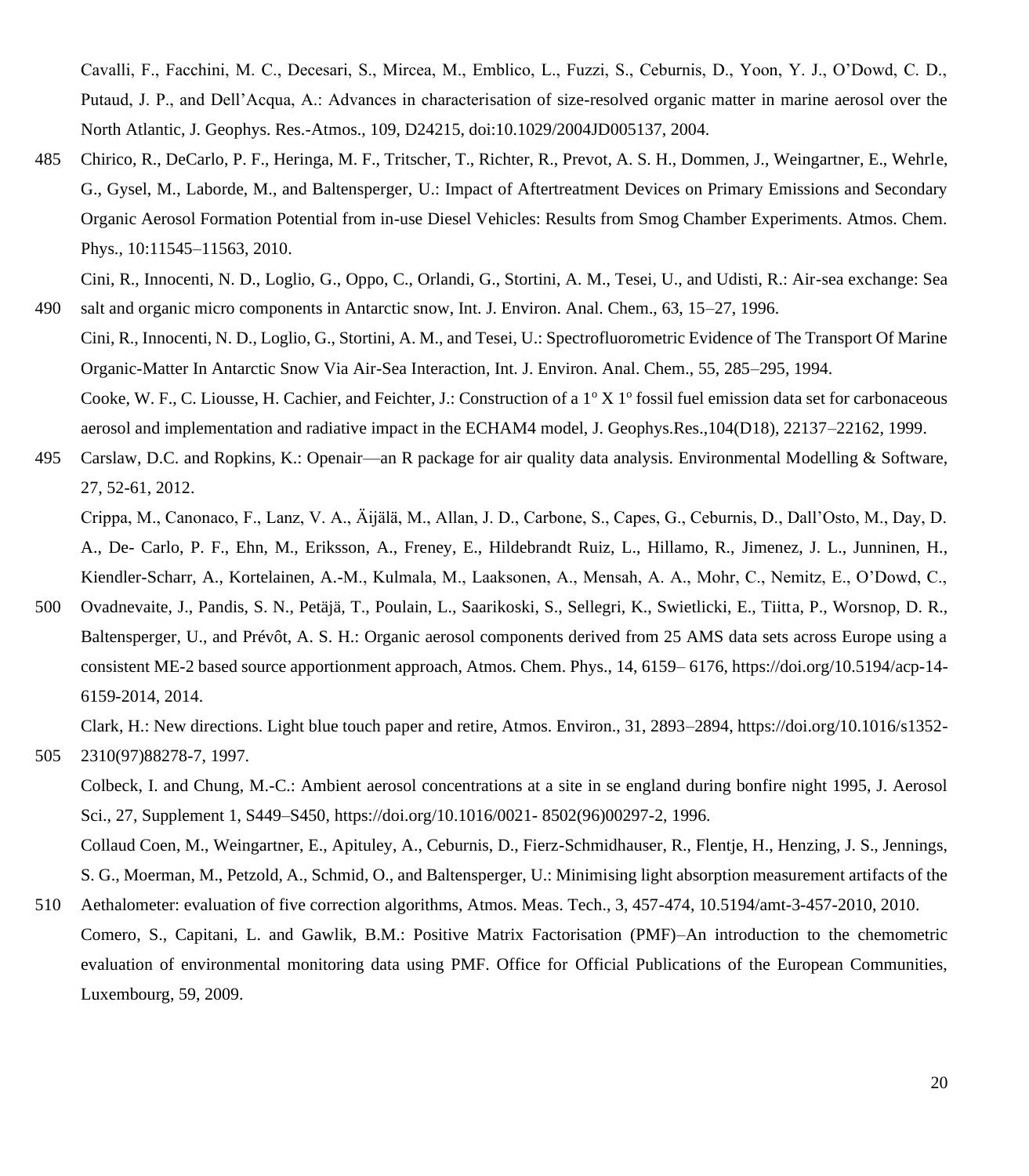Cavalli, F., Facchini, M. C., Decesari, S., Mircea, M., Emblico, L., Fuzzi, S., Ceburnis, D., Yoon, Y. J., O'Dowd, C. D., Putaud, J. P., and Dell'Acqua, A.: Advances in characterisation of size-resolved organic matter in marine aerosol over the North Atlantic, J. Geophys. Res.-Atmos., 109, D24215, doi:10.1029/2004JD005137, 2004.

Chirico, R., DeCarlo, P. F., Heringa, M. F., Tritscher, T., Richter, R., Prevot, A. S. H., Dommen, J., Weingartner, E., Wehrle, G., Gysel, M., Laborde, M., and Baltensperger, U.: Impact of Aftertreatment Devices on Primary Emissions and Secondary Organic Aerosol Formation Potential from in-use Diesel Vehicles: Results from Smog Chamber Experiments. Atmos. Chem. Phys., 10:11545–11563, 2010.

Cini, R., Innocenti, N. D., Loglio, G., Oppo, C., Orlandi, G., Stortini, A. M., Tesei, U., and Udisti, R.: Air-sea exchange: Sea salt and organic micro components in Antarctic snow, Int. J. Environ. Anal. Chem., 63, 15–27, 1996.

Cini, R., Innocenti, N. D., Loglio, G., Stortini, A. M., and Tesei, U.: Spectrofluorometric Evidence of The Transport Of Marine Organic-Matter In Antarctic Snow Via Air-Sea Interaction, Int. J. Environ. Anal. Chem., 55, 285–295, 1994.

Cooke, W. F., C. Liousse, H. Cachier, and Feichter, J.: Construction of a 1º X 1º fossil fuel emission data set for carbonaceous aerosol and implementation and radiative impact in the ECHAM4 model, J. Geophys.Res.,104(D18), 22137–22162, 1999.

Carslaw, D.C. and Ropkins, K.: Openair—an R package for air quality data analysis. Environmental Modelling & Software, 27, 52-61, 2012.

Crippa, M., Canonaco, F., Lanz, V. A., Äijälä, M., Allan, J. D., Carbone, S., Capes, G., Ceburnis, D., Dall'Osto, M., Day, D. A., De- Carlo, P. F., Ehn, M., Eriksson, A., Freney, E., Hildebrandt Ruiz, L., Hillamo, R., Jimenez, J. L., Junninen, H., Kiendler-Scharr, A., Kortelainen, A.-M., Kulmala, M., Laaksonen, A., Mensah, A. A., Mohr, C., Nemitz, E., O'Dowd, C., Ovadnevaite, J., Pandis, S. N., Petäjä, T., Poulain, L., Saarikoski, S., Sellegri, K., Swietlicki, E., Tiitta, P., Worsnop, D. R., Baltensperger, U., and Prévôt, A. S. H.: Organic aerosol components derived from 25 AMS data sets across Europe using a consistent ME-2 based source apportionment approach, Atmos. Chem. Phys., 14, 6159– 6176, https://doi.org/10.5194/acp-14-6159-2014, 2014.

Clark, H.: New directions. Light blue touch paper and retire, Atmos. Environ., 31, 2893–2894, https://doi.org/10.1016/s1352-2310(97)88278-7, 1997.

Colbeck, I. and Chung, M.-C.: Ambient aerosol concentrations at a site in se england during bonfire night 1995, J. Aerosol Sci., 27, Supplement 1, S449–S450, https://doi.org/10.1016/0021- 8502(96)00297-2, 1996.

Collaud Coen, M., Weingartner, E., Apituley, A., Ceburnis, D., Fierz-Schmidhauser, R., Flentje, H., Henzing, J. S., Jennings, S. G., Moerman, M., Petzold, A., Schmid, O., and Baltensperger, U.: Minimising light absorption measurement artifacts of the Aethalometer: evaluation of five correction algorithms, Atmos. Meas. Tech., 3, 457-474, 10.5194/amt-3-457-2010, 2010.

Comero, S., Capitani, L. and Gawlik, B.M.: Positive Matrix Factorisation (PMF)–An introduction to the chemometric evaluation of environmental monitoring data using PMF. Office for Official Publications of the European Communities, Luxembourg, 59, 2009.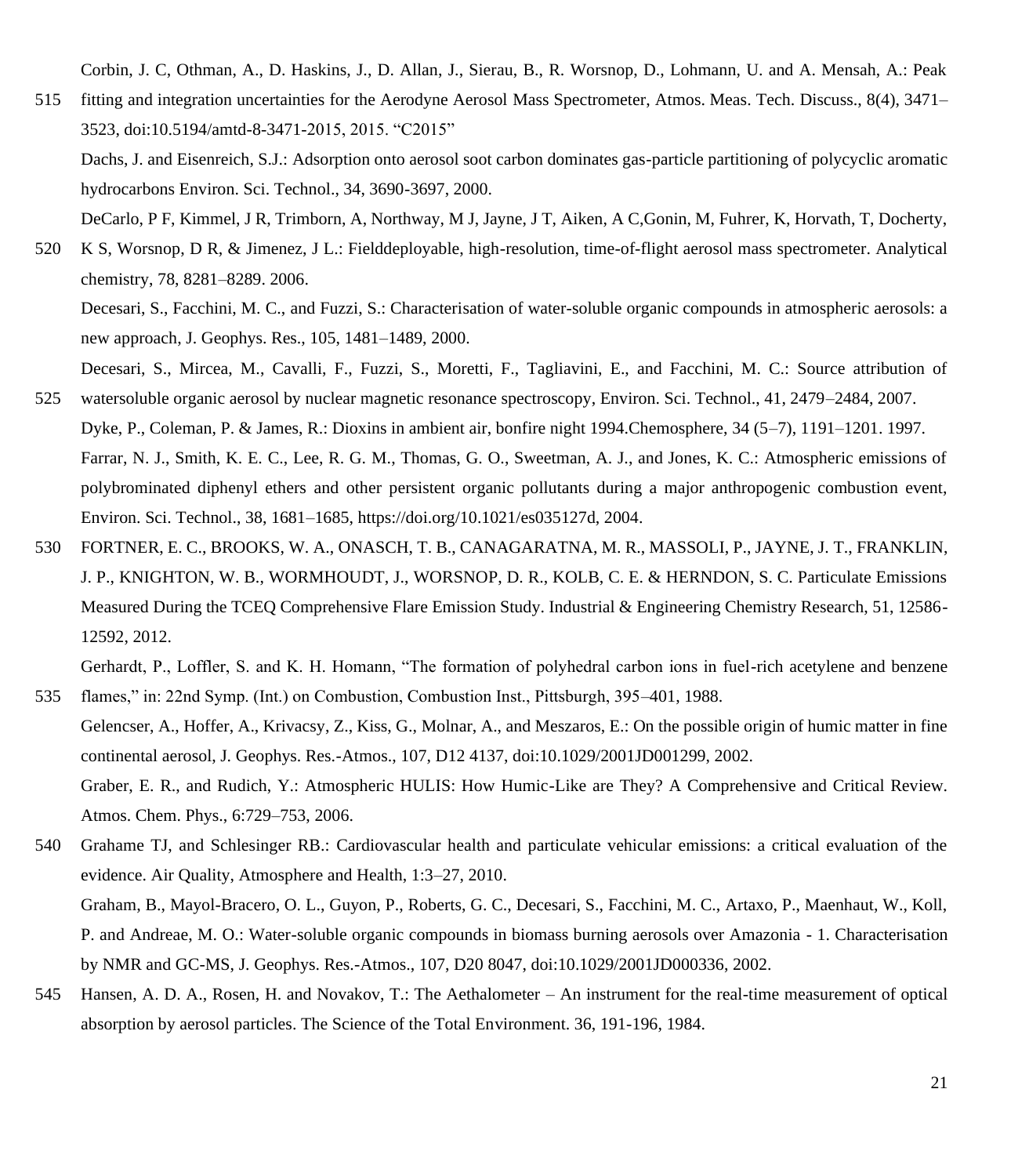Corbin, J. C, Othman, A., D. Haskins, J., D. Allan, J., Sierau, B., R. Worsnop, D., Lohmann, U. and A. Mensah, A.: Peak fitting and integration uncertainties for the Aerodyne Aerosol Mass Spectrometer, Atmos. Meas. Tech. Discuss., 8(4), 3471–3523, doi:10.5194/amtd-8-3471-2015, 2015. “C2015”

Dachs, J. and Eisenreich, S.J.: Adsorption onto aerosol soot carbon dominates gas-particle partitioning of polycyclic aromatic hydrocarbons Environ. Sci. Technol., 34, 3690-3697, 2000.

DeCarlo, P F, Kimmel, J R, Trimborn, A, Northway, M J, Jayne, J T, Aiken, A C,Gonin, M, Fuhrer, K, Horvath, T, Docherty, K S, Worsnop, D R, & Jimenez, J L.: Fielddeployable, high-resolution, time-of-flight aerosol mass spectrometer. Analytical chemistry, 78, 8281–8289. 2006.

Decesari, S., Facchini, M. C., and Fuzzi, S.: Characterisation of water-soluble organic compounds in atmospheric aerosols: a new approach, J. Geophys. Res., 105, 1481–1489, 2000.

Decesari, S., Mircea, M., Cavalli, F., Fuzzi, S., Moretti, F., Tagliavini, E., and Facchini, M. C.: Source attribution of watersoluble organic aerosol by nuclear magnetic resonance spectroscopy, Environ. Sci. Technol., 41, 2479–2484, 2007.

Dyke, P., Coleman, P. & James, R.: Dioxins in ambient air, bonfire night 1994.Chemosphere, 34 (5–7), 1191–1201. 1997.

Farrar, N. J., Smith, K. E. C., Lee, R. G. M., Thomas, G. O., Sweetman, A. J., and Jones, K. C.: Atmospheric emissions of polybrominated diphenyl ethers and other persistent organic pollutants during a major anthropogenic combustion event, Environ. Sci. Technol., 38, 1681–1685, https://doi.org/10.1021/es035127d, 2004.

FORTNER, E. C., BROOKS, W. A., ONASCH, T. B., CANAGARATNA, M. R., MASSOLI, P., JAYNE, J. T., FRANKLIN, J. P., KNIGHTON, W. B., WORMHOUDT, J., WORSNOP, D. R., KOLB, C. E. & HERNDON, S. C. Particulate Emissions Measured During the TCEQ Comprehensive Flare Emission Study. Industrial & Engineering Chemistry Research, 51, 12586-12592, 2012.

Gerhardt, P., Loffler, S. and K. H. Homann, “The formation of polyhedral carbon ions in fuel-rich acetylene and benzene flames,” in: 22nd Symp. (Int.) on Combustion, Combustion Inst., Pittsburgh, 395–401, 1988.

Gelencser, A., Hoffer, A., Krivacsy, Z., Kiss, G., Molnar, A., and Meszaros, E.: On the possible origin of humic matter in fine continental aerosol, J. Geophys. Res.-Atmos., 107, D12 4137, doi:10.1029/2001JD001299, 2002.

Graber, E. R., and Rudich, Y.: Atmospheric HULIS: How Humic-Like are They? A Comprehensive and Critical Review. Atmos. Chem. Phys., 6:729–753, 2006.

Grahame TJ, and Schlesinger RB.: Cardiovascular health and particulate vehicular emissions: a critical evaluation of the evidence. Air Quality, Atmosphere and Health, 1:3–27, 2010.

Graham, B., Mayol-Bracero, O. L., Guyon, P., Roberts, G. C., Decesari, S., Facchini, M. C., Artaxo, P., Maenhaut, W., Koll, P. and Andreae, M. O.: Water-soluble organic compounds in biomass burning aerosols over Amazonia - 1. Characterisation by NMR and GC-MS, J. Geophys. Res.-Atmos., 107, D20 8047, doi:10.1029/2001JD000336, 2002.

Hansen, A. D. A., Rosen, H. and Novakov, T.: The Aethalometer – An instrument for the real-time measurement of optical absorption by aerosol particles. The Science of the Total Environment. 36, 191-196, 1984.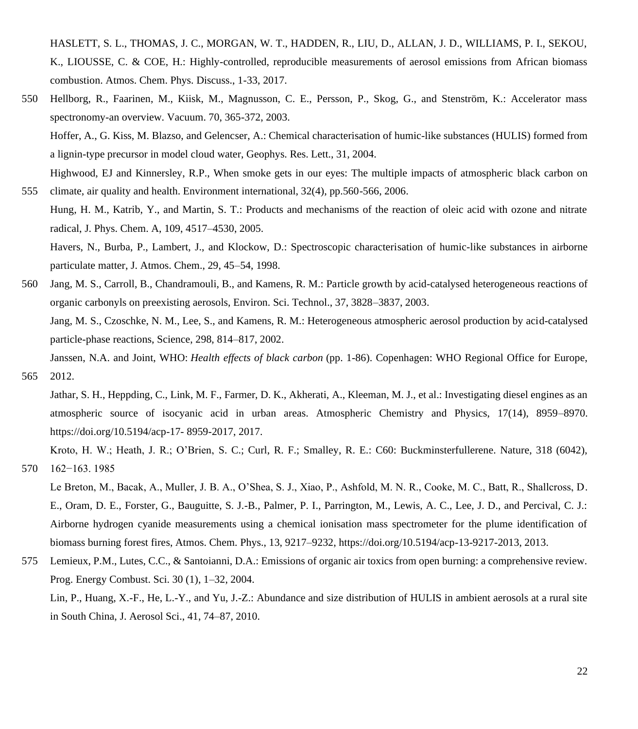HASLETT, S. L., THOMAS, J. C., MORGAN, W. T., HADDEN, R., LIU, D., ALLAN, J. D., WILLIAMS, P. I., SEKOU, K., LIOUSSE, C. & COE, H.: Highly-controlled, reproducible measurements of aerosol emissions from African biomass combustion. Atmos. Chem. Phys. Discuss., 1-33, 2017.

Hellborg, R., Faarinen, M., Kiisk, M., Magnusson, C. E., Persson, P., Skog, G., and Stenström, K.: Accelerator mass spectronomy-an overview. Vacuum. 70, 365-372, 2003.

Hoffer, A., G. Kiss, M. Blazso, and Gelencser, A.: Chemical characterisation of humic-like substances (HULIS) formed from a lignin-type precursor in model cloud water, Geophys. Res. Lett., 31, 2004.

Highwood, EJ and Kinnersley, R.P., When smoke gets in our eyes: The multiple impacts of atmospheric black carbon on climate, air quality and health. Environment international, 32(4), pp.560-566, 2006.

Hung, H. M., Katrib, Y., and Martin, S. T.: Products and mechanisms of the reaction of oleic acid with ozone and nitrate radical, J. Phys. Chem. A, 109, 4517–4530, 2005.

Havers, N., Burba, P., Lambert, J., and Klockow, D.: Spectroscopic characterisation of humic-like substances in airborne particulate matter, J. Atmos. Chem., 29, 45–54, 1998.

Jang, M. S., Carroll, B., Chandramouli, B., and Kamens, R. M.: Particle growth by acid-catalysed heterogeneous reactions of organic carbonyls on preexisting aerosols, Environ. Sci. Technol., 37, 3828–3837, 2003.

Jang, M. S., Czoschke, N. M., Lee, S., and Kamens, R. M.: Heterogeneous atmospheric aerosol production by acid-catalysed particle-phase reactions, Science, 298, 814–817, 2002.

Janssen, N.A. and Joint, WHO: *Health effects of black carbon* (pp. 1-86). Copenhagen: WHO Regional Office for Europe, 2012.

Jathar, S. H., Heppding, C., Link, M. F., Farmer, D. K., Akherati, A., Kleeman, M. J., et al.: Investigating diesel engines as an atmospheric source of isocyanic acid in urban areas. Atmospheric Chemistry and Physics, 17(14), 8959–8970. https://doi.org/10.5194/acp-17- 8959-2017, 2017.

Kroto, H. W.; Heath, J. R.; O'Brien, S. C.; Curl, R. F.; Smalley, R. E.: C60: Buckminsterfullerene. Nature, 318 (6042), 162−163. 1985

Le Breton, M., Bacak, A., Muller, J. B. A., O'Shea, S. J., Xiao, P., Ashfold, M. N. R., Cooke, M. C., Batt, R., Shallcross, D. E., Oram, D. E., Forster, G., Bauguitte, S. J.-B., Palmer, P. I., Parrington, M., Lewis, A. C., Lee, J. D., and Percival, C. J.: Airborne hydrogen cyanide measurements using a chemical ionisation mass spectrometer for the plume identification of biomass burning forest fires, Atmos. Chem. Phys., 13, 9217–9232, https://doi.org/10.5194/acp-13-9217-2013, 2013.

Lemieux, P.M., Lutes, C.C., & Santoianni, D.A.: Emissions of organic air toxics from open burning: a comprehensive review. Prog. Energy Combust. Sci. 30 (1), 1–32, 2004.

Lin, P., Huang, X.-F., He, L.-Y., and Yu, J.-Z.: Abundance and size distribution of HULIS in ambient aerosols at a rural site in South China, J. Aerosol Sci., 41, 74–87, 2010.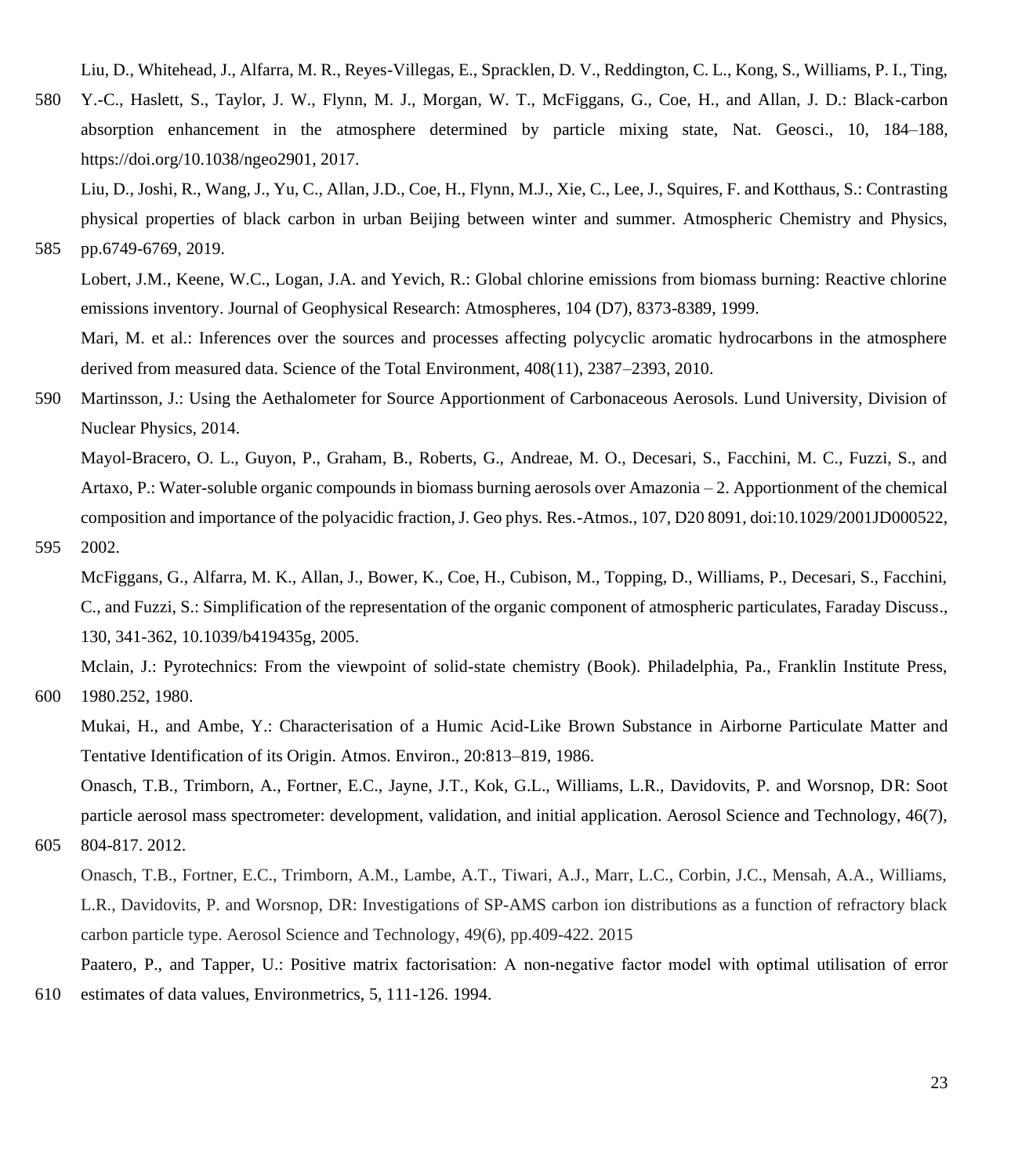Liu, D., Whitehead, J., Alfarra, M. R., Reyes-Villegas, E., Spracklen, D. V., Reddington, C. L., Kong, S., Williams, P. I., Ting, Y.-C., Haslett, S., Taylor, J. W., Flynn, M. J., Morgan, W. T., McFiggans, G., Coe, H., and Allan, J. D.: Black-carbon absorption enhancement in the atmosphere determined by particle mixing state, Nat. Geosci., 10, 184–188, https://doi.org/10.1038/ngeo2901, 2017.

Liu, D., Joshi, R., Wang, J., Yu, C., Allan, J.D., Coe, H., Flynn, M.J., Xie, C., Lee, J., Squires, F. and Kotthaus, S.: Contrasting physical properties of black carbon in urban Beijing between winter and summer. Atmospheric Chemistry and Physics, pp.6749-6769, 2019.

Lobert, J.M., Keene, W.C., Logan, J.A. and Yevich, R.: Global chlorine emissions from biomass burning: Reactive chlorine emissions inventory. Journal of Geophysical Research: Atmospheres, 104 (D7), 8373-8389, 1999.

Mari, M. et al.: Inferences over the sources and processes affecting polycyclic aromatic hydrocarbons in the atmosphere derived from measured data. Science of the Total Environment, 408(11), 2387–2393, 2010.

Martinsson, J.: Using the Aethalometer for Source Apportionment of Carbonaceous Aerosols. Lund University, Division of Nuclear Physics, 2014.

Mayol-Bracero, O. L., Guyon, P., Graham, B., Roberts, G., Andreae, M. O., Decesari, S., Facchini, M. C., Fuzzi, S., and Artaxo, P.: Water-soluble organic compounds in biomass burning aerosols over Amazonia – 2. Apportionment of the chemical composition and importance of the polyacidic fraction, J. Geo phys. Res.-Atmos., 107, D20 8091, doi:10.1029/2001JD000522, 2002.

McFiggans, G., Alfarra, M. K., Allan, J., Bower, K., Coe, H., Cubison, M., Topping, D., Williams, P., Decesari, S., Facchini, C., and Fuzzi, S.: Simplification of the representation of the organic component of atmospheric particulates, Faraday Discuss., 130, 341-362, 10.1039/b419435g, 2005.

Mclain, J.: Pyrotechnics: From the viewpoint of solid-state chemistry (Book). Philadelphia, Pa., Franklin Institute Press, 1980.252, 1980.

Mukai, H., and Ambe, Y.: Characterisation of a Humic Acid-Like Brown Substance in Airborne Particulate Matter and Tentative Identification of its Origin. Atmos. Environ., 20:813–819, 1986.

Onasch, T.B., Trimborn, A., Fortner, E.C., Jayne, J.T., Kok, G.L., Williams, L.R., Davidovits, P. and Worsnop, DR: Soot particle aerosol mass spectrometer: development, validation, and initial application. Aerosol Science and Technology, 46(7), 804-817. 2012.

Onasch, T.B., Fortner, E.C., Trimborn, A.M., Lambe, A.T., Tiwari, A.J., Marr, L.C., Corbin, J.C., Mensah, A.A., Williams, L.R., Davidovits, P. and Worsnop, DR: Investigations of SP-AMS carbon ion distributions as a function of refractory black carbon particle type. Aerosol Science and Technology, 49(6), pp.409-422. 2015

Paatero, P., and Tapper, U.: Positive matrix factorisation: A non-negative factor model with optimal utilisation of error estimates of data values, Environmetrics, 5, 111-126. 1994.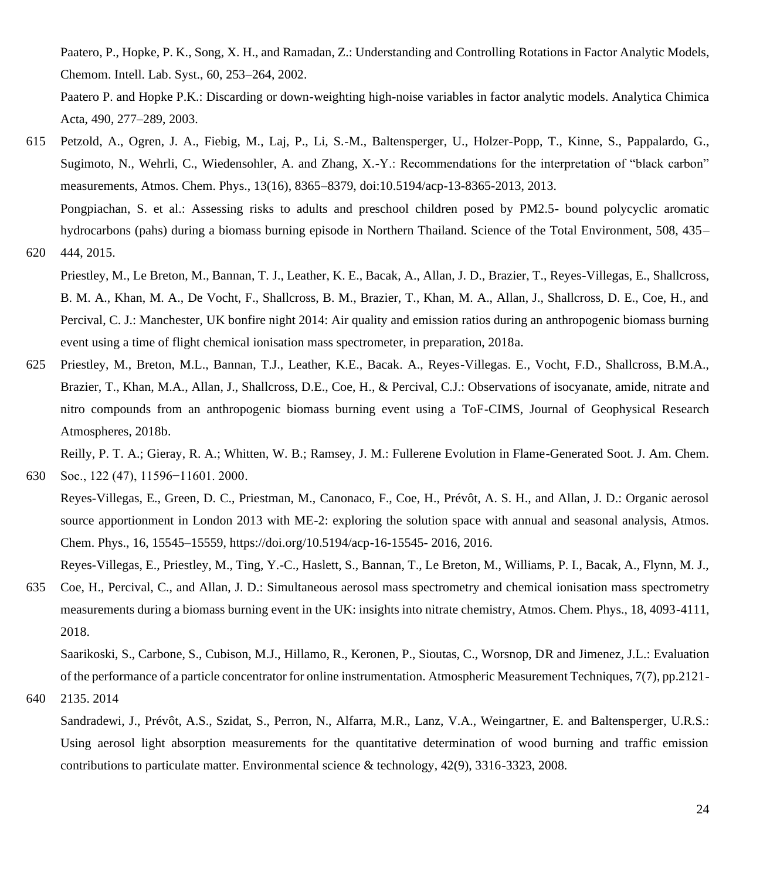Paatero, P., Hopke, P. K., Song, X. H., and Ramadan, Z.: Understanding and Controlling Rotations in Factor Analytic Models, Chemom. Intell. Lab. Syst., 60, 253–264, 2002.

Paatero P. and Hopke P.K.: Discarding or down-weighting high-noise variables in factor analytic models. Analytica Chimica Acta, 490, 277–289, 2003.

Petzold, A., Ogren, J. A., Fiebig, M., Laj, P., Li, S.-M., Baltensperger, U., Holzer-Popp, T., Kinne, S., Pappalardo, G., Sugimoto, N., Wehrli, C., Wiedensohler, A. and Zhang, X.-Y.: Recommendations for the interpretation of "black carbon" measurements, Atmos. Chem. Phys., 13(16), 8365–8379, doi:10.5194/acp-13-8365-2013, 2013.

Pongpiachan, S. et al.: Assessing risks to adults and preschool children posed by PM2.5- bound polycyclic aromatic hydrocarbons (pahs) during a biomass burning episode in Northern Thailand. Science of the Total Environment, 508, 435–444, 2015.

Priestley, M., Le Breton, M., Bannan, T. J., Leather, K. E., Bacak, A., Allan, J. D., Brazier, T., Reyes-Villegas, E., Shallcross, B. M. A., Khan, M. A., De Vocht, F., Shallcross, B. M., Brazier, T., Khan, M. A., Allan, J., Shallcross, D. E., Coe, H., and Percival, C. J.: Manchester, UK bonfire night 2014: Air quality and emission ratios during an anthropogenic biomass burning event using a time of flight chemical ionisation mass spectrometer, in preparation, 2018a.

Priestley, M., Breton, M.L., Bannan, T.J., Leather, K.E., Bacak. A., Reyes-Villegas. E., Vocht, F.D., Shallcross, B.M.A., Brazier, T., Khan, M.A., Allan, J., Shallcross, D.E., Coe, H., & Percival, C.J.: Observations of isocyanate, amide, nitrate and nitro compounds from an anthropogenic biomass burning event using a ToF-CIMS, Journal of Geophysical Research Atmospheres, 2018b.

Reilly, P. T. A.; Gieray, R. A.; Whitten, W. B.; Ramsey, J. M.: Fullerene Evolution in Flame-Generated Soot. J. Am. Chem. Soc., 122 (47), 11596−11601. 2000.

Reyes-Villegas, E., Green, D. C., Priestman, M., Canonaco, F., Coe, H., Prévôt, A. S. H., and Allan, J. D.: Organic aerosol source apportionment in London 2013 with ME-2: exploring the solution space with annual and seasonal analysis, Atmos. Chem. Phys., 16, 15545–15559, https://doi.org/10.5194/acp-16-15545- 2016, 2016.

Reyes-Villegas, E., Priestley, M., Ting, Y.-C., Haslett, S., Bannan, T., Le Breton, M., Williams, P. I., Bacak, A., Flynn, M. J., Coe, H., Percival, C., and Allan, J. D.: Simultaneous aerosol mass spectrometry and chemical ionisation mass spectrometry measurements during a biomass burning event in the UK: insights into nitrate chemistry, Atmos. Chem. Phys., 18, 4093-4111, 2018.

Saarikoski, S., Carbone, S., Cubison, M.J., Hillamo, R., Keronen, P., Sioutas, C., Worsnop, DR and Jimenez, J.L.: Evaluation of the performance of a particle concentrator for online instrumentation. Atmospheric Measurement Techniques, 7(7), pp.2121-2135. 2014

Sandradewi, J., Prévôt, A.S., Szidat, S., Perron, N., Alfarra, M.R., Lanz, V.A., Weingartner, E. and Baltensperger, U.R.S.: Using aerosol light absorption measurements for the quantitative determination of wood burning and traffic emission contributions to particulate matter. Environmental science & technology, 42(9), 3316-3323, 2008.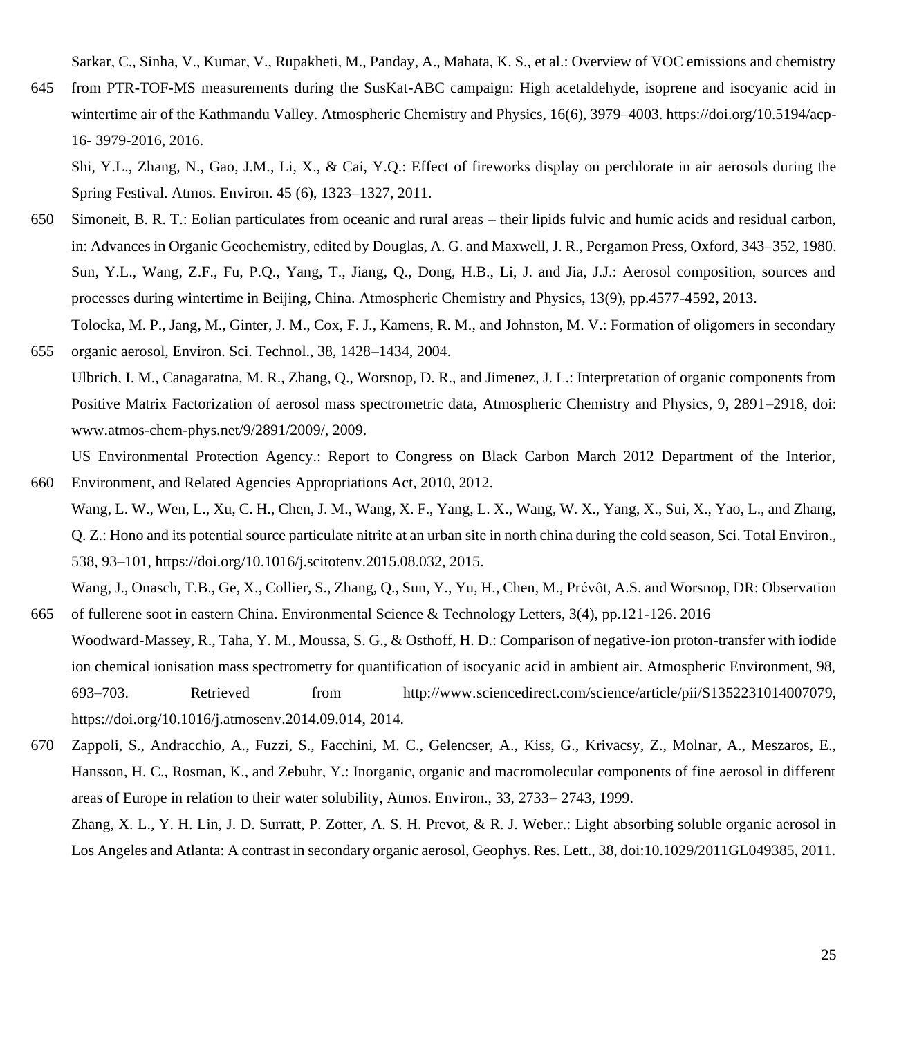Sarkar, C., Sinha, V., Kumar, V., Rupakheti, M., Panday, A., Mahata, K. S., et al.: Overview of VOC emissions and chemistry from PTR-TOF-MS measurements during the SusKat-ABC campaign: High acetaldehyde, isoprene and isocyanic acid in wintertime air of the Kathmandu Valley. Atmospheric Chemistry and Physics, 16(6), 3979–4003. https://doi.org/10.5194/acp-16- 3979-2016, 2016.

Shi, Y.L., Zhang, N., Gao, J.M., Li, X., & Cai, Y.Q.: Effect of fireworks display on perchlorate in air aerosols during the Spring Festival. Atmos. Environ. 45 (6), 1323–1327, 2011.

Simoneit, B. R. T.: Eolian particulates from oceanic and rural areas – their lipids fulvic and humic acids and residual carbon, in: Advances in Organic Geochemistry, edited by Douglas, A. G. and Maxwell, J. R., Pergamon Press, Oxford, 343–352, 1980.

Sun, Y.L., Wang, Z.F., Fu, P.Q., Yang, T., Jiang, Q., Dong, H.B., Li, J. and Jia, J.J.: Aerosol composition, sources and processes during wintertime in Beijing, China. Atmospheric Chemistry and Physics, 13(9), pp.4577-4592, 2013.

Tolocka, M. P., Jang, M., Ginter, J. M., Cox, F. J., Kamens, R. M., and Johnston, M. V.: Formation of oligomers in secondary organic aerosol, Environ. Sci. Technol., 38, 1428–1434, 2004.

Ulbrich, I. M., Canagaratna, M. R., Zhang, Q., Worsnop, D. R., and Jimenez, J. L.: Interpretation of organic components from Positive Matrix Factorization of aerosol mass spectrometric data, Atmospheric Chemistry and Physics, 9, 2891–2918, doi: www.atmos-chem-phys.net/9/2891/2009/, 2009.

US Environmental Protection Agency.: Report to Congress on Black Carbon March 2012 Department of the Interior, Environment, and Related Agencies Appropriations Act, 2010, 2012.

Wang, L. W., Wen, L., Xu, C. H., Chen, J. M., Wang, X. F., Yang, L. X., Wang, W. X., Yang, X., Sui, X., Yao, L., and Zhang, Q. Z.: Hono and its potential source particulate nitrite at an urban site in north china during the cold season, Sci. Total Environ., 538, 93–101, https://doi.org/10.1016/j.scitotenv.2015.08.032, 2015.

Wang, J., Onasch, T.B., Ge, X., Collier, S., Zhang, Q., Sun, Y., Yu, H., Chen, M., Prévôt, A.S. and Worsnop, DR: Observation of fullerene soot in eastern China. Environmental Science & Technology Letters, 3(4), pp.121-126. 2016

Woodward-Massey, R., Taha, Y. M., Moussa, S. G., & Osthoff, H. D.: Comparison of negative-ion proton-transfer with iodide ion chemical ionisation mass spectrometry for quantification of isocyanic acid in ambient air. Atmospheric Environment, 98, 693–703. Retrieved from http://www.sciencedirect.com/science/article/pii/S1352231014007079, https://doi.org/10.1016/j.atmosenv.2014.09.014, 2014.

Zappoli, S., Andracchio, A., Fuzzi, S., Facchini, M. C., Gelencser, A., Kiss, G., Krivacsy, Z., Molnar, A., Meszaros, E., Hansson, H. C., Rosman, K., and Zebuhr, Y.: Inorganic, organic and macromolecular components of fine aerosol in different areas of Europe in relation to their water solubility, Atmos. Environ., 33, 2733– 2743, 1999.

Zhang, X. L., Y. H. Lin, J. D. Surratt, P. Zotter, A. S. H. Prevot, & R. J. Weber.: Light absorbing soluble organic aerosol in Los Angeles and Atlanta: A contrast in secondary organic aerosol, Geophys. Res. Lett., 38, doi:10.1029/2011GL049385, 2011.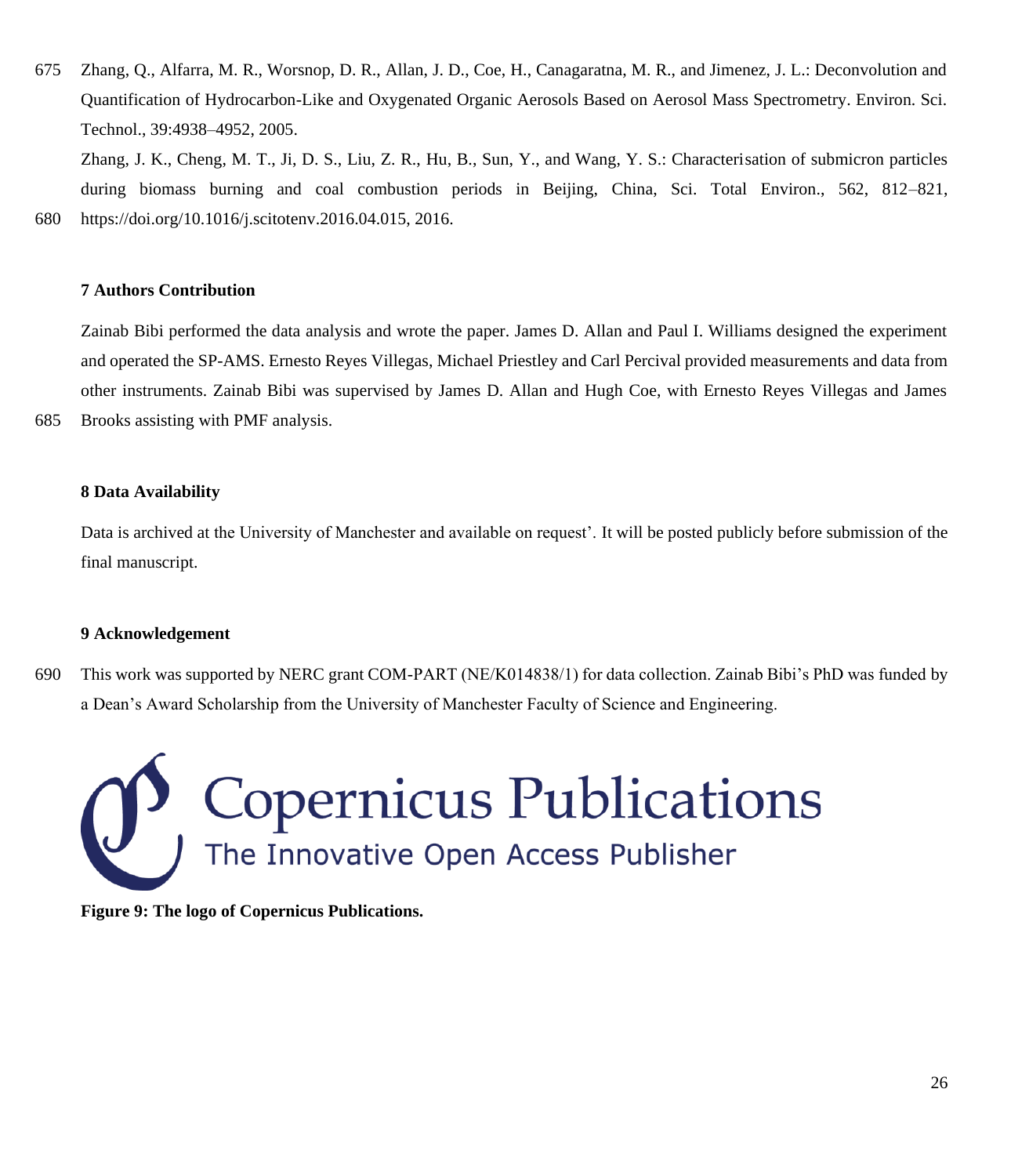Zhang, Q., Alfarra, M. R., Worsnop, D. R., Allan, J. D., Coe, H., Canagaratna, M. R., and Jimenez, J. L.: Deconvolution and Quantification of Hydrocarbon-Like and Oxygenated Organic Aerosols Based on Aerosol Mass Spectrometry. Environ. Sci. Technol., 39:4938–4952, 2005.

Zhang, J. K., Cheng, M. T., Ji, D. S., Liu, Z. R., Hu, B., Sun, Y., and Wang, Y. S.: Characterisation of submicron particles during biomass burning and coal combustion periods in Beijing, China, Sci. Total Environ., 562, 812–821, https://doi.org/10.1016/j.scitotenv.2016.04.015, 2016.

## 7 Authors Contribution

Zainab Bibi performed the data analysis and wrote the paper. James D. Allan and Paul I. Williams designed the experiment and operated the SP-AMS. Ernesto Reyes Villegas, Michael Priestley and Carl Percival provided measurements and data from other instruments. Zainab Bibi was supervised by James D. Allan and Hugh Coe, with Ernesto Reyes Villegas and James Brooks assisting with PMF analysis.

## 8 Data Availability

Data is archived at the University of Manchester and available on request'. It will be posted publicly before submission of the final manuscript.

## 9 Acknowledgement

This work was supported by NERC grant COM-PART (NE/K014838/1) for data collection. Zainab Bibi's PhD was funded by a Dean's Award Scholarship from the University of Manchester Faculty of Science and Engineering.

Copernicus Publications
The Innovative Open Access Publisher

**Figure 9: The logo of Copernicus Publications.**